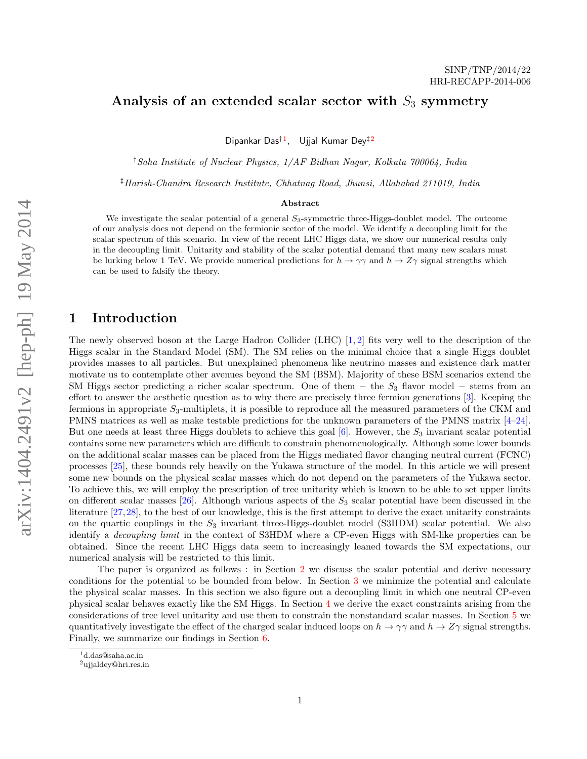SINP/TNP/2014/22
HRI-RECAPP-2014-006

# Analysis of an extended scalar sector with $S_3$ symmetry

Dipankar Das[†1], Ujjal Kumar Dey[‡2]

[†] *Saha Institute of Nuclear Physics, 1/AF Bidhan Nagar, Kolkata 700064, India*

[‡] *Harish-Chandra Research Institute, Chhatnag Road, Jhunsi, Allahabad 211019, India*

### Abstract

We investigate the scalar potential of a general $S_3$-symmetric three-Higgs-doublet model. The outcome of our analysis does not depend on the fermionic sector of the model. We identify a decoupling limit for the scalar spectrum of this scenario. In view of the recent LHC Higgs data, we show our numerical results only in the decoupling limit. Unitarity and stability of the scalar potential demand that many new scalars must be lurking below 1 TeV. We provide numerical predictions for $h \to \gamma\gamma$ and $h \to Z\gamma$ signal strengths which can be used to falsify the theory.

## 1 Introduction

The newly observed boson at the Large Hadron Collider (LHC) [1, 2] fits very well to the description of the Higgs scalar in the Standard Model (SM). The SM relies on the minimal choice that a single Higgs doublet provides masses to all particles. But unexplained phenomena like neutrino masses and existence dark matter motivate us to contemplate other avenues beyond the SM (BSM). Majority of these BSM scenarios extend the SM Higgs sector predicting a richer scalar spectrum. One of them − the $S_3$ flavor model − stems from an effort to answer the aesthetic question as to why there are precisely three fermion generations [3]. Keeping the fermions in appropriate $S_3$-multiplets, it is possible to reproduce all the measured parameters of the CKM and PMNS matrices as well as make testable predictions for the unknown parameters of the PMNS matrix [4–24]. But one needs at least three Higgs doublets to achieve this goal [6]. However, the $S_3$ invariant scalar potential contains some new parameters which are difficult to constrain phenomenologically. Although some lower bounds on the additional scalar masses can be placed from the Higgs mediated flavor changing neutral current (FCNC) processes [25], these bounds rely heavily on the Yukawa structure of the model. In this article we will present some new bounds on the physical scalar masses which do not depend on the parameters of the Yukawa sector. To achieve this, we will employ the prescription of tree unitarity which is known to be able to set upper limits on different scalar masses [26]. Although various aspects of the $S_3$ scalar potential have been discussed in the literature [27, 28], to the best of our knowledge, this is the first attempt to derive the exact unitarity constraints on the quartic couplings in the $S_3$ invariant three-Higgs-doublet model (S3HDM) scalar potential. We also identify a *decoupling limit* in the context of S3HDM where a CP-even Higgs with SM-like properties can be obtained. Since the recent LHC Higgs data seem to increasingly leaned towards the SM expectations, our numerical analysis will be restricted to this limit.

The paper is organized as follows : in Section 2 we discuss the scalar potential and derive necessary conditions for the potential to be bounded from below. In Section 3 we minimize the potential and calculate the physical scalar masses. In this section we also figure out a decoupling limit in which one neutral CP-even physical scalar behaves exactly like the SM Higgs. In Section 4 we derive the exact constraints arising from the considerations of tree level unitarity and use them to constrain the nonstandard scalar masses. In Section 5 we quantitatively investigate the effect of the charged scalar induced loops on $h \to \gamma\gamma$ and $h \to Z\gamma$ signal strengths. Finally, we summarize our findings in Section 6.

[1] d.das@saha.ac.in
[2] ujjaldey@hri.res.in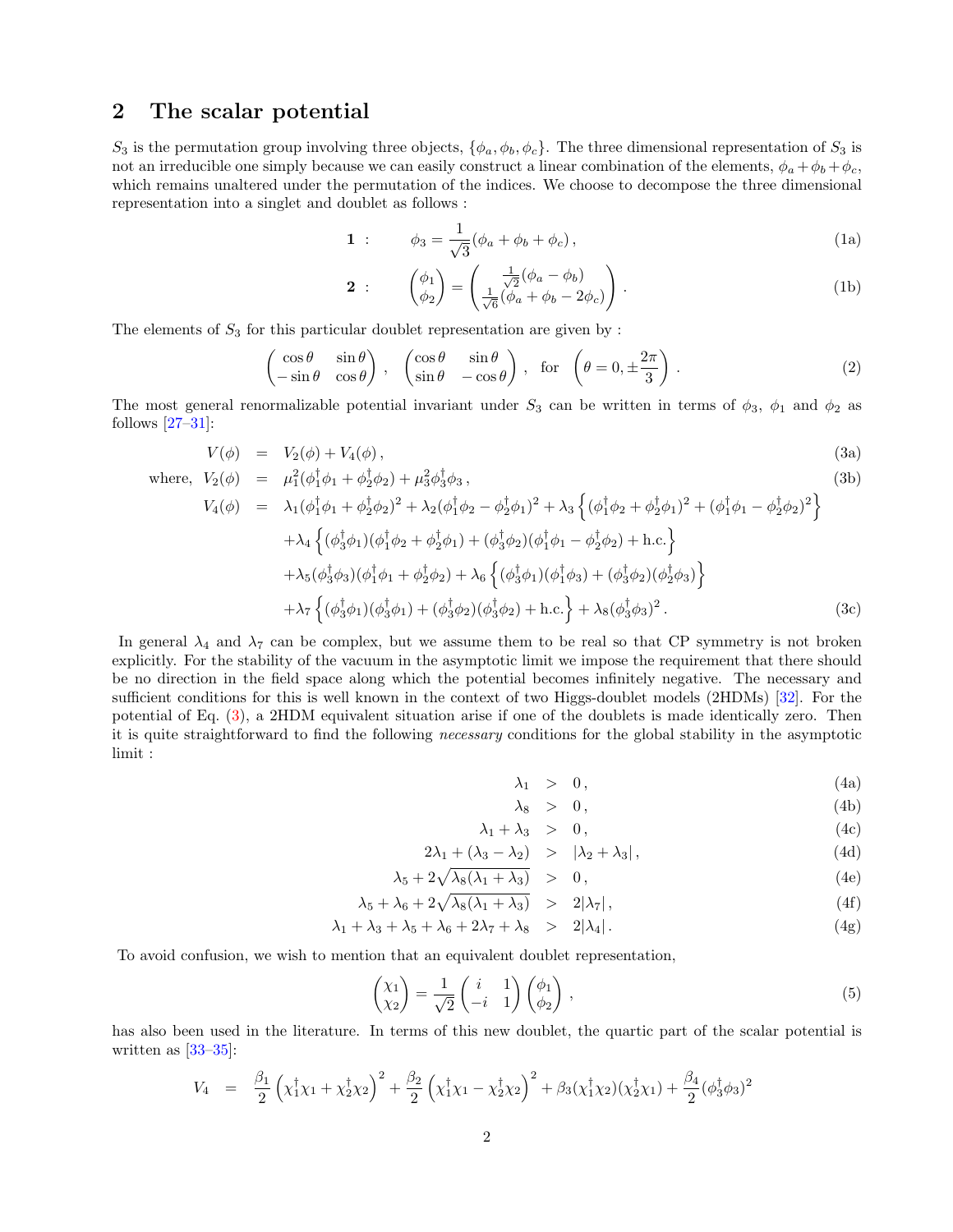## 2 The scalar potential

$S_3$ is the permutation group involving three objects, $\{\phi_a, \phi_b, \phi_c\}$. The three dimensional representation of $S_3$ is not an irreducible one simply because we can easily construct a linear combination of the elements, $\phi_a+\phi_b+\phi_c$, which remains unaltered under the permutation of the indices. We choose to decompose the three dimensional representation into a singlet and doublet as follows :

$$\mathbf{1} \;: \qquad \phi_3 = \frac{1}{\sqrt{3}}(\phi_a + \phi_b + \phi_c)\,, \tag{1a}$$

$$\mathbf{2} \;: \qquad \begin{pmatrix}\phi_1\\ \phi_2\end{pmatrix} = \begin{pmatrix}\frac{1}{\sqrt{2}}(\phi_a - \phi_b)\\ \frac{1}{\sqrt{6}}(\phi_a + \phi_b - 2\phi_c)\end{pmatrix}. \tag{1b}$$

The elements of $S_3$ for this particular doublet representation are given by :

$$\begin{pmatrix}\cos\theta & \sin\theta\\ -\sin\theta & \cos\theta\end{pmatrix}\,, \quad \begin{pmatrix}\cos\theta & \sin\theta\\ \sin\theta & -\cos\theta\end{pmatrix}\,, \quad \text{for} \quad \left(\theta = 0, \pm\frac{2\pi}{3}\right). \tag{2}$$

The most general renormalizable potential invariant under $S_3$ can be written in terms of $\phi_3$, $\phi_1$ and $\phi_2$ as follows [27–31]:

$$V(\phi) = V_2(\phi) + V_4(\phi)\,, \tag{3a}$$

$$\text{where,}\;\; V_2(\phi) = \mu_1^2(\phi_1^\dagger\phi_1 + \phi_2^\dagger\phi_2) + \mu_3^2\phi_3^\dagger\phi_3\,, \tag{3b}$$

$$\begin{aligned}
V_4(\phi) = {}& \lambda_1(\phi_1^\dagger\phi_1 + \phi_2^\dagger\phi_2)^2 + \lambda_2(\phi_1^\dagger\phi_2 - \phi_2^\dagger\phi_1)^2 + \lambda_3\left\{(\phi_1^\dagger\phi_2 + \phi_2^\dagger\phi_1)^2 + (\phi_1^\dagger\phi_1 - \phi_2^\dagger\phi_2)^2\right\}\\
&+\lambda_4\left\{(\phi_3^\dagger\phi_1)(\phi_1^\dagger\phi_2 + \phi_2^\dagger\phi_1) + (\phi_3^\dagger\phi_2)(\phi_1^\dagger\phi_1 - \phi_2^\dagger\phi_2) + \text{h.c.}\right\}\\
&+\lambda_5(\phi_3^\dagger\phi_3)(\phi_1^\dagger\phi_1 + \phi_2^\dagger\phi_2) + \lambda_6\left\{(\phi_3^\dagger\phi_1)(\phi_1^\dagger\phi_3) + (\phi_3^\dagger\phi_2)(\phi_2^\dagger\phi_3)\right\}\\
&+\lambda_7\left\{(\phi_3^\dagger\phi_1)(\phi_3^\dagger\phi_1) + (\phi_3^\dagger\phi_2)(\phi_3^\dagger\phi_2) + \text{h.c.}\right\} + \lambda_8(\phi_3^\dagger\phi_3)^2\,.
\end{aligned} \tag{3c}$$

In general $\lambda_4$ and $\lambda_7$ can be complex, but we assume them to be real so that CP symmetry is not broken explicitly. For the stability of the vacuum in the asymptotic limit we impose the requirement that there should be no direction in the field space along which the potential becomes infinitely negative. The necessary and sufficient conditions for this is well known in the context of two Higgs-doublet models (2HDMs) [32]. For the potential of Eq. (3), a 2HDM equivalent situation arise if one of the doublets is made identically zero. Then it is quite straightforward to find the following *necessary* conditions for the global stability in the asymptotic limit :

$$\lambda_1 > 0\,, \tag{4a}$$

$$\lambda_8 > 0\,, \tag{4b}$$

$$\lambda_1 + \lambda_3 > 0\,, \tag{4c}$$

$$2\lambda_1 + (\lambda_3 - \lambda_2) > |\lambda_2 + \lambda_3|\,, \tag{4d}$$

$$\lambda_5 + 2\sqrt{\lambda_8(\lambda_1 + \lambda_3)} > 0\,, \tag{4e}$$

$$\lambda_5 + \lambda_6 + 2\sqrt{\lambda_8(\lambda_1 + \lambda_3)} > 2|\lambda_7|\,, \tag{4f}$$

$$\lambda_1 + \lambda_3 + \lambda_5 + \lambda_6 + 2\lambda_7 + \lambda_8 > 2|\lambda_4|\,. \tag{4g}$$

To avoid confusion, we wish to mention that an equivalent doublet representation,

$$\begin{pmatrix}\chi_1\\ \chi_2\end{pmatrix} = \frac{1}{\sqrt{2}}\begin{pmatrix}i & 1\\ -i & 1\end{pmatrix}\begin{pmatrix}\phi_1\\ \phi_2\end{pmatrix}\,, \tag{5}$$

has also been used in the literature. In terms of this new doublet, the quartic part of the scalar potential is written as [33–35]:

$$V_4 = \frac{\beta_1}{2}\left(\chi_1^\dagger\chi_1 + \chi_2^\dagger\chi_2\right)^2 + \frac{\beta_2}{2}\left(\chi_1^\dagger\chi_1 - \chi_2^\dagger\chi_2\right)^2 + \beta_3(\chi_1^\dagger\chi_2)(\chi_2^\dagger\chi_1) + \frac{\beta_4}{2}(\phi_3^\dagger\phi_3)^2$$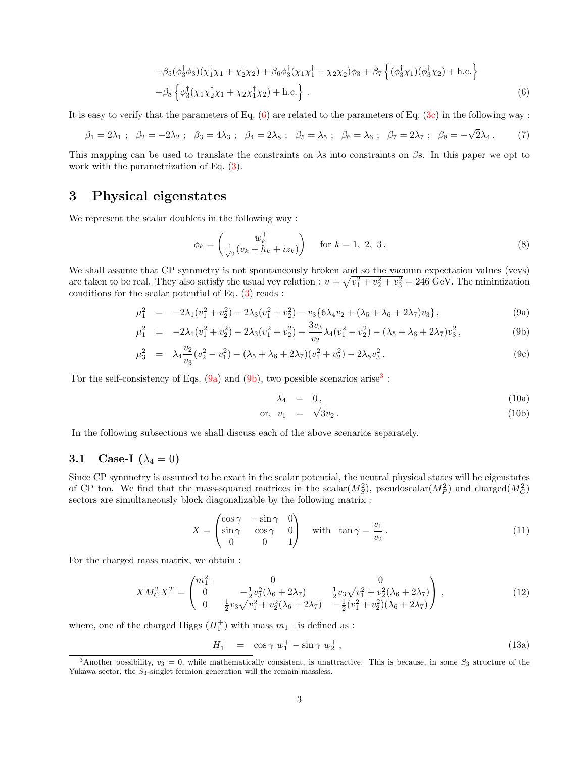$$
+\beta_5(\phi_3^\dagger\phi_3)(\chi_1^\dagger\chi_1+\chi_2^\dagger\chi_2)+\beta_6\phi_3^\dagger(\chi_1\chi_1^\dagger+\chi_2\chi_2^\dagger)\phi_3+\beta_7\left\{(\phi_3^\dagger\chi_1)(\phi_3^\dagger\chi_2)+\text{h.c.}\right\}
$$
$$
+\beta_8\left\{\phi_3^\dagger(\chi_1\chi_2^\dagger\chi_1+\chi_2\chi_1^\dagger\chi_2)+\text{h.c.}\right\}. \tag{6}
$$

It is easy to verify that the parameters of Eq. (6) are related to the parameters of Eq. (3c) in the following way :

$$
\beta_1=2\lambda_1\;;\quad \beta_2=-2\lambda_2\;;\quad \beta_3=4\lambda_3\;;\quad \beta_4=2\lambda_8\;;\quad \beta_5=\lambda_5\;;\quad \beta_6=\lambda_6\;;\quad \beta_7=2\lambda_7\;;\quad \beta_8=-\sqrt{2}\lambda_4\,. \tag{7}
$$

This mapping can be used to translate the constraints on $\lambda$s into constraints on $\beta$s. In this paper we opt to work with the parametrization of Eq. (3).

# 3 Physical eigenstates

We represent the scalar doublets in the following way :

$$
\phi_k=\begin{pmatrix} w_k^+ \\ \frac{1}{\sqrt{2}}(v_k+h_k+iz_k)\end{pmatrix} \qquad \text{for } k=1,\ 2,\ 3\,. \tag{8}
$$

We shall assume that CP symmetry is not spontaneously broken and so the vacuum expectation values (vevs) are taken to be real. They also satisfy the usual vev relation : $v=\sqrt{v_1^2+v_2^2+v_3^2}=246$ GeV. The minimization conditions for the scalar potential of Eq. (3) reads :

$$
\mu_1^2 = -2\lambda_1(v_1^2+v_2^2)-2\lambda_3(v_1^2+v_2^2)-v_3\{6\lambda_4 v_2+(\lambda_5+\lambda_6+2\lambda_7)v_3\}\,, \tag{9a}
$$
$$
\mu_1^2 = -2\lambda_1(v_1^2+v_2^2)-2\lambda_3(v_1^2+v_2^2)-\frac{3v_3}{v_2}\lambda_4(v_1^2-v_2^2)-(\lambda_5+\lambda_6+2\lambda_7)v_3^2\,, \tag{9b}
$$
$$
\mu_3^2 = \lambda_4\frac{v_2}{v_3}(v_2^2-v_1^2)-(\lambda_5+\lambda_6+2\lambda_7)(v_1^2+v_2^2)-2\lambda_8 v_3^2\,. \tag{9c}
$$

For the self-consistency of Eqs. (9a) and (9b), two possible scenarios arise[3] :

$$
\lambda_4 = 0\,, \tag{10a}
$$
$$
\text{or,}\ \ v_1 = \sqrt{3}v_2\,. \tag{10b}
$$

In the following subsections we shall discuss each of the above scenarios separately.

## 3.1 Case-I ($\lambda_4=0$)

Since CP symmetry is assumed to be exact in the scalar potential, the neutral physical states will be eigenstates of CP too. We find that the mass-squared matrices in the scalar($M_S^2$), pseudoscalar($M_P^2$) and charged($M_C^2$) sectors are simultaneously block diagonalizable by the following matrix :

$$
X=\begin{pmatrix}\cos\gamma & -\sin\gamma & 0\\ \sin\gamma & \cos\gamma & 0\\ 0 & 0 & 1\end{pmatrix} \quad \text{with} \quad \tan\gamma=\frac{v_1}{v_2}\,. \tag{11}
$$

For the charged mass matrix, we obtain :

$$
XM_C^2X^T=\begin{pmatrix} m_{1+}^2 & 0 & 0\\ 0 & -\frac{1}{2}v_3^2(\lambda_6+2\lambda_7) & \frac{1}{2}v_3\sqrt{v_1^2+v_2^2}(\lambda_6+2\lambda_7)\\ 0 & \frac{1}{2}v_3\sqrt{v_1^2+v_2^2}(\lambda_6+2\lambda_7) & -\frac{1}{2}(v_1^2+v_2^2)(\lambda_6+2\lambda_7)\end{pmatrix}\,, \tag{12}
$$

where, one of the charged Higgs ($H_1^+$) with mass $m_{1+}$ is defined as :

$$
H_1^+ = \cos\gamma\ w_1^+-\sin\gamma\ w_2^+\,, \tag{13a}
$$

[3] Another possibility, $v_3=0$, while mathematically consistent, is unattractive. This is because, in some $S_3$ structure of the Yukawa sector, the $S_3$-singlet fermion generation will the remain massless.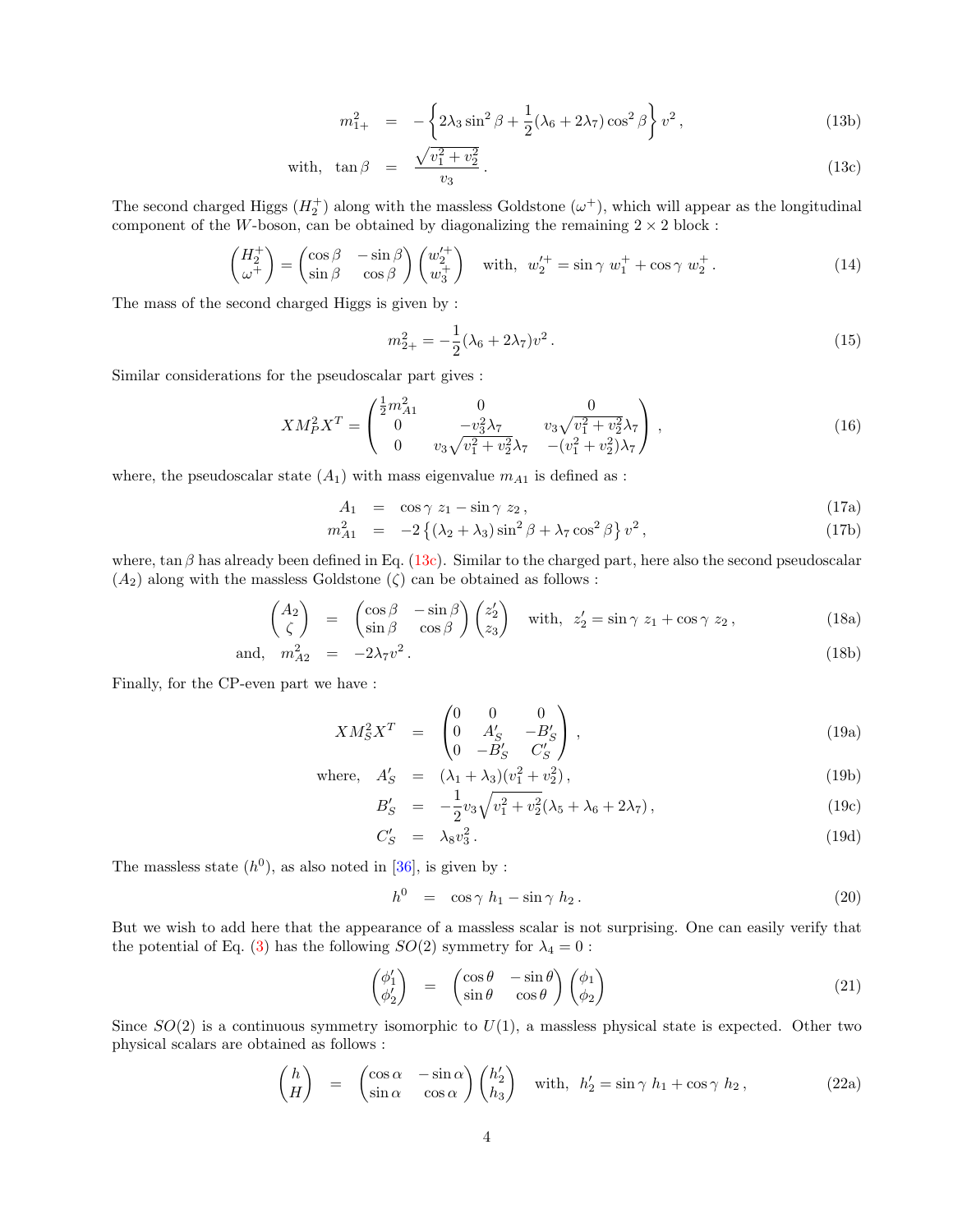$$
\begin{aligned}
m_{1+}^2 &= -\left\{2\lambda_3 \sin^2\beta + \frac{1}{2}(\lambda_6 + 2\lambda_7)\cos^2\beta\right\} v^2\,, &\text{(13b)}\\
\text{with,}\quad \tan\beta &= \frac{\sqrt{v_1^2+v_2^2}}{v_3}\,. &\text{(13c)}
\end{aligned}
$$

The second charged Higgs ($H_2^+$) along with the massless Goldstone ($\omega^+$), which will appear as the longitudinal component of the $W$-boson, can be obtained by diagonalizing the remaining $2\times 2$ block :

$$
\begin{pmatrix} H_2^+ \\ \omega^+ \end{pmatrix} = \begin{pmatrix} \cos\beta & -\sin\beta \\ \sin\beta & \cos\beta \end{pmatrix} \begin{pmatrix} w_2'^+ \\ w_3^+ \end{pmatrix} \quad \text{with,}\;\; w_2'^+ = \sin\gamma\; w_1^+ + \cos\gamma\; w_2^+\,. \tag{14}
$$

The mass of the second charged Higgs is given by :

$$
m_{2+}^2 = -\frac{1}{2}(\lambda_6 + 2\lambda_7)v^2\,. \tag{15}
$$

Similar considerations for the pseudoscalar part gives :

$$
XM_P^2X^T = \begin{pmatrix} \frac{1}{2}m_{A1}^2 & 0 & 0 \\ 0 & -v_3^2\lambda_7 & v_3\sqrt{v_1^2+v_2^2}\lambda_7 \\ 0 & v_3\sqrt{v_1^2+v_2^2}\lambda_7 & -(v_1^2+v_2^2)\lambda_7 \end{pmatrix}\,, \tag{16}
$$

where, the pseudoscalar state ($A_1$) with mass eigenvalue $m_{A1}$ is defined as :

$$
\begin{aligned}
A_1 &= \cos\gamma\; z_1 - \sin\gamma\; z_2\,, &\text{(17a)}\\
m_{A1}^2 &= -2\left\{(\lambda_2+\lambda_3)\sin^2\beta + \lambda_7\cos^2\beta\right\} v^2\,, &\text{(17b)}
\end{aligned}
$$

where, $\tan\beta$ has already been defined in Eq. (13c). Similar to the charged part, here also the second pseudoscalar ($A_2$) along with the massless Goldstone ($\zeta$) can be obtained as follows :

$$
\begin{aligned}
\begin{pmatrix} A_2 \\ \zeta \end{pmatrix} &= \begin{pmatrix} \cos\beta & -\sin\beta \\ \sin\beta & \cos\beta \end{pmatrix} \begin{pmatrix} z_2' \\ z_3 \end{pmatrix} \quad \text{with,}\;\; z_2' = \sin\gamma\; z_1 + \cos\gamma\; z_2\,, &\text{(18a)}\\
\text{and,}\quad m_{A2}^2 &= -2\lambda_7 v^2\,. &\text{(18b)}
\end{aligned}
$$

Finally, for the CP-even part we have :

$$
\begin{aligned}
XM_S^2X^T &= \begin{pmatrix} 0 & 0 & 0 \\ 0 & A_S' & -B_S' \\ 0 & -B_S' & C_S' \end{pmatrix}\,, &\text{(19a)}\\
\text{where,}\quad A_S' &= (\lambda_1+\lambda_3)(v_1^2+v_2^2)\,, &\text{(19b)}\\
B_S' &= -\frac{1}{2}v_3\sqrt{v_1^2+v_2^2}(\lambda_5+\lambda_6+2\lambda_7)\,, &\text{(19c)}\\
C_S' &= \lambda_8 v_3^2\,. &\text{(19d)}
\end{aligned}
$$

The massless state ($h^0$), as also noted in [36], is given by :

$$
h^0 = \cos\gamma\; h_1 - \sin\gamma\; h_2\,. \tag{20}
$$

But we wish to add here that the appearance of a massless scalar is not surprising. One can easily verify that the potential of Eq. (3) has the following $SO(2)$ symmetry for $\lambda_4 = 0$ :

$$
\begin{pmatrix} \phi_1' \\ \phi_2' \end{pmatrix} = \begin{pmatrix} \cos\theta & -\sin\theta \\ \sin\theta & \cos\theta \end{pmatrix} \begin{pmatrix} \phi_1 \\ \phi_2 \end{pmatrix} \tag{21}
$$

Since $SO(2)$ is a continuous symmetry isomorphic to $U(1)$, a massless physical state is expected. Other two physical scalars are obtained as follows :

$$
\begin{pmatrix} h \\ H \end{pmatrix} = \begin{pmatrix} \cos\alpha & -\sin\alpha \\ \sin\alpha & \cos\alpha \end{pmatrix} \begin{pmatrix} h_2' \\ h_3 \end{pmatrix} \quad \text{with,}\;\; h_2' = \sin\gamma\; h_1 + \cos\gamma\; h_2\,, \tag{22a}
$$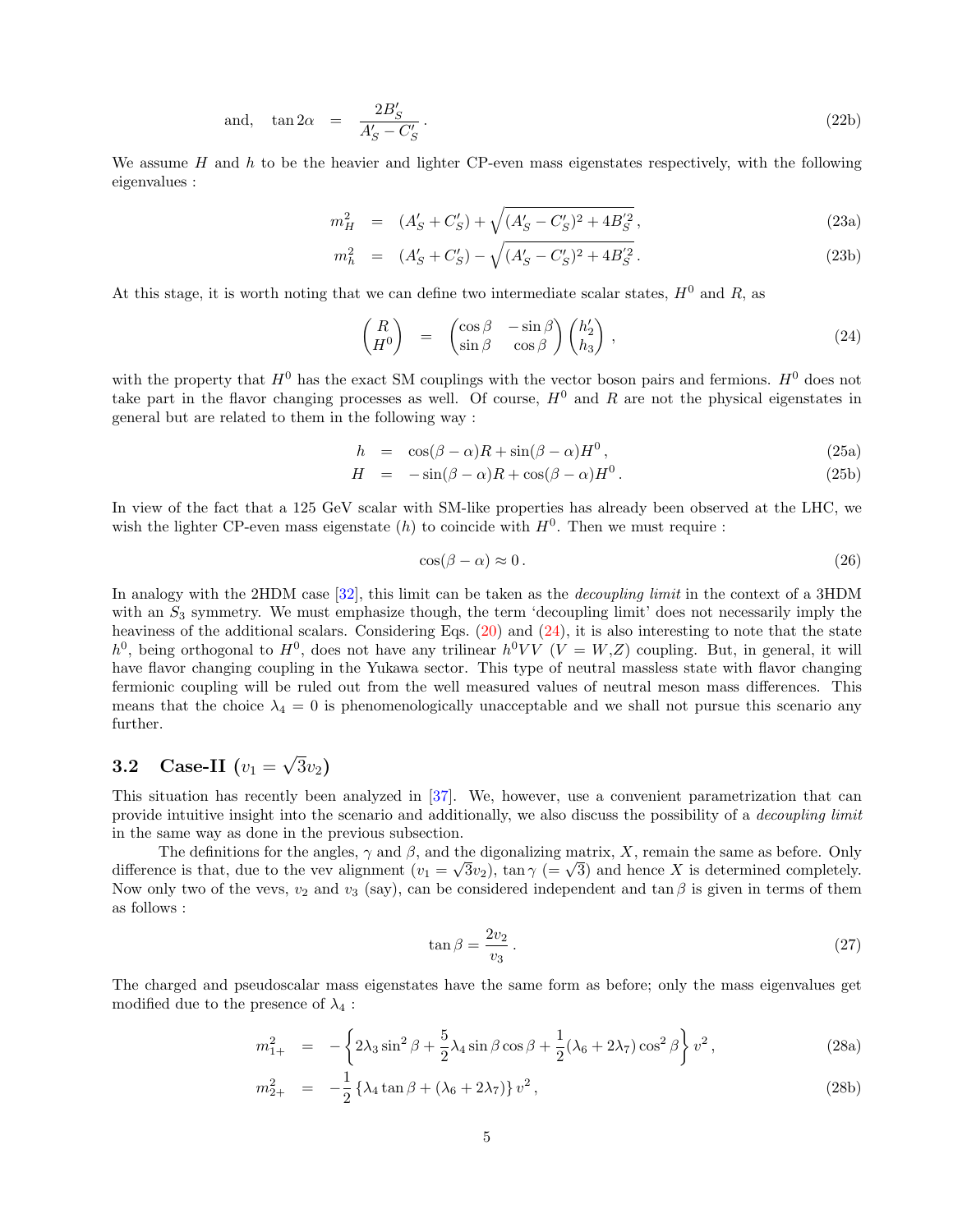$$\text{and,}\quad \tan 2\alpha \;=\; \frac{2B'_S}{A'_S - C'_S}\,. \tag{22b}$$

We assume $H$ and $h$ to be the heavier and lighter CP-even mass eigenstates respectively, with the following eigenvalues :

$$m_H^2 \;=\; (A'_S + C'_S) + \sqrt{(A'_S - C'_S)^2 + 4B'^2_S}\,, \tag{23a}$$

$$m_h^2 \;=\; (A'_S + C'_S) - \sqrt{(A'_S - C'_S)^2 + 4B'^2_S}\,. \tag{23b}$$

At this stage, it is worth noting that we can define two intermediate scalar states, $H^0$ and $R$, as

$$\begin{pmatrix} R \\ H^0 \end{pmatrix} \;=\; \begin{pmatrix} \cos\beta & -\sin\beta \\ \sin\beta & \cos\beta \end{pmatrix} \begin{pmatrix} h'_2 \\ h_3 \end{pmatrix}\,, \tag{24}$$

with the property that $H^0$ has the exact SM couplings with the vector boson pairs and fermions. $H^0$ does not take part in the flavor changing processes as well. Of course, $H^0$ and $R$ are not the physical eigenstates in general but are related to them in the following way :

$$h \;=\; \cos(\beta-\alpha)R + \sin(\beta-\alpha)H^0\,, \tag{25a}$$

$$H \;=\; -\sin(\beta-\alpha)R + \cos(\beta-\alpha)H^0\,. \tag{25b}$$

In view of the fact that a 125 GeV scalar with SM-like properties has already been observed at the LHC, we wish the lighter CP-even mass eigenstate ($h$) to coincide with $H^0$. Then we must require :

$$\cos(\beta-\alpha) \approx 0\,. \tag{26}$$

In analogy with the 2HDM case [32], this limit can be taken as the *decoupling limit* in the context of a 3HDM with an $S_3$ symmetry. We must emphasize though, the term 'decoupling limit' does not necessarily imply the heaviness of the additional scalars. Considering Eqs. (20) and (24), it is also interesting to note that the state $h^0$, being orthogonal to $H^0$, does not have any trilinear $h^0VV$ ($V = W,Z$) coupling. But, in general, it will have flavor changing coupling in the Yukawa sector. This type of neutral massless state with flavor changing fermionic coupling will be ruled out from the well measured values of neutral meson mass differences. This means that the choice $\lambda_4 = 0$ is phenomenologically unacceptable and we shall not pursue this scenario any further.

### 3.2 Case-II ($v_1 = \sqrt{3}v_2$)

This situation has recently been analyzed in [37]. We, however, use a convenient parametrization that can provide intuitive insight into the scenario and additionally, we also discuss the possibility of a *decoupling limit* in the same way as done in the previous subsection.

The definitions for the angles, $\gamma$ and $\beta$, and the digonalizing matrix, $X$, remain the same as before. Only difference is that, due to the vev alignment ($v_1 = \sqrt{3}v_2$), $\tan\gamma$ ($= \sqrt{3}$) and hence $X$ is determined completely. Now only two of the vevs, $v_2$ and $v_3$ (say), can be considered independent and $\tan\beta$ is given in terms of them as follows :

$$\tan\beta = \frac{2v_2}{v_3}\,. \tag{27}$$

The charged and pseudoscalar mass eigenstates have the same form as before; only the mass eigenvalues get modified due to the presence of $\lambda_4$ :

$$m_{1+}^2 \;=\; -\left\{2\lambda_3\sin^2\beta + \frac{5}{2}\lambda_4\sin\beta\cos\beta + \frac{1}{2}(\lambda_6 + 2\lambda_7)\cos^2\beta\right\}v^2\,, \tag{28a}$$

$$m_{2+}^2 \;=\; -\frac{1}{2}\left\{\lambda_4\tan\beta + (\lambda_6 + 2\lambda_7)\right\}v^2\,, \tag{28b}$$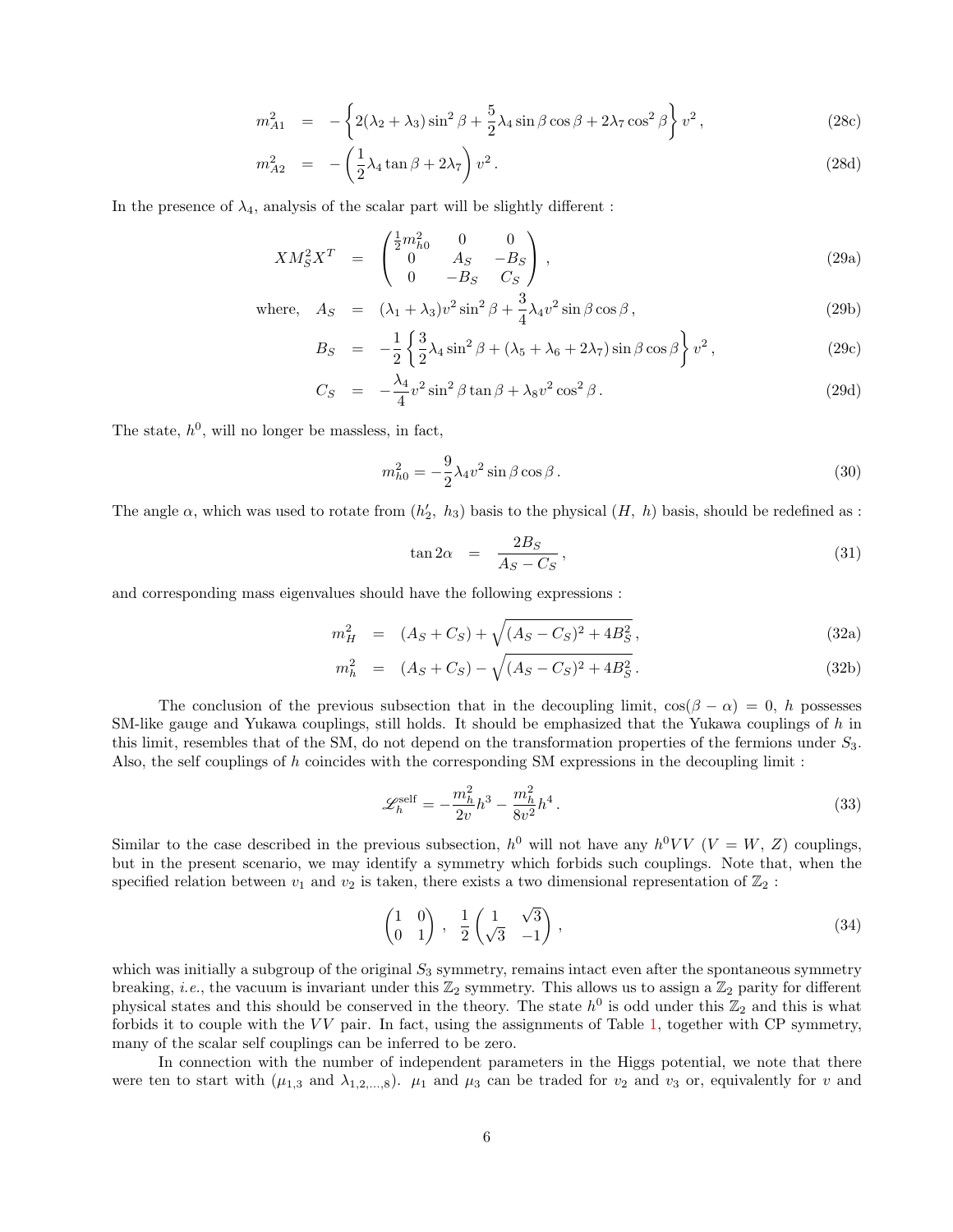$$m_{A1}^2 = -\left\{2(\lambda_2+\lambda_3)\sin^2\beta + \frac{5}{2}\lambda_4 \sin\beta\cos\beta + 2\lambda_7\cos^2\beta\right\} v^2\,, \tag{28c}$$

$$m_{A2}^2 = -\left(\frac{1}{2}\lambda_4 \tan\beta + 2\lambda_7\right) v^2\,. \tag{28d}$$

In the presence of $\lambda_4$, analysis of the scalar part will be slightly different :

$$X M_S^2 X^T = \begin{pmatrix} \frac{1}{2}m_{h0}^2 & 0 & 0 \\ 0 & A_S & -B_S \\ 0 & -B_S & C_S \end{pmatrix}, \tag{29a}$$

$$\text{where,}\quad A_S = (\lambda_1+\lambda_3)v^2\sin^2\beta + \frac{3}{4}\lambda_4 v^2 \sin\beta\cos\beta\,, \tag{29b}$$

$$B_S = -\frac{1}{2}\left\{\frac{3}{2}\lambda_4\sin^2\beta + (\lambda_5+\lambda_6+2\lambda_7)\sin\beta\cos\beta\right\} v^2\,, \tag{29c}$$

$$C_S = -\frac{\lambda_4}{4}v^2\sin^2\beta\tan\beta + \lambda_8 v^2\cos^2\beta\,. \tag{29d}$$

The state, $h^0$, will no longer be massless, in fact,

$$m_{h0}^2 = -\frac{9}{2}\lambda_4 v^2 \sin\beta\cos\beta\,. \tag{30}$$

The angle $\alpha$, which was used to rotate from $(h_2',\ h_3)$ basis to the physical $(H,\ h)$ basis, should be redefined as :

$$\tan 2\alpha = \frac{2B_S}{A_S - C_S}\,, \tag{31}$$

and corresponding mass eigenvalues should have the following expressions :

$$m_H^2 = (A_S + C_S) + \sqrt{(A_S - C_S)^2 + 4B_S^2}\,, \tag{32a}$$

$$m_h^2 = (A_S + C_S) - \sqrt{(A_S - C_S)^2 + 4B_S^2}\,. \tag{32b}$$

The conclusion of the previous subsection that in the decoupling limit, $\cos(\beta-\alpha) = 0$, $h$ possesses SM-like gauge and Yukawa couplings, still holds. It should be emphasized that the Yukawa couplings of $h$ in this limit, resembles that of the SM, do not depend on the transformation properties of the fermions under $S_3$. Also, the self couplings of $h$ coincides with the corresponding SM expressions in the decoupling limit :

$$\mathscr{L}_h^{\rm self} = -\frac{m_h^2}{2v}h^3 - \frac{m_h^2}{8v^2}h^4\,. \tag{33}$$

Similar to the case described in the previous subsection, $h^0$ will not have any $h^0VV$ $(V = W,\ Z)$ couplings, but in the present scenario, we may identify a symmetry which forbids such couplings. Note that, when the specified relation between $v_1$ and $v_2$ is taken, there exists a two dimensional representation of $\mathbb{Z}_2$ :

$$\begin{pmatrix} 1 & 0 \\ 0 & 1 \end{pmatrix},\ \ \frac{1}{2}\begin{pmatrix} 1 & \sqrt{3} \\ \sqrt{3} & -1 \end{pmatrix}, \tag{34}$$

which was initially a subgroup of the original $S_3$ symmetry, remains intact even after the spontaneous symmetry breaking, *i.e.*, the vacuum is invariant under this $\mathbb{Z}_2$ symmetry. This allows us to assign a $\mathbb{Z}_2$ parity for different physical states and this should be conserved in the theory. The state $h^0$ is odd under this $\mathbb{Z}_2$ and this is what forbids it to couple with the $VV$ pair. In fact, using the assignments of Table 1, together with CP symmetry, many of the scalar self couplings can be inferred to be zero.

In connection with the number of independent parameters in the Higgs potential, we note that there were ten to start with ($\mu_{1,3}$ and $\lambda_{1,2,...,8}$). $\mu_1$ and $\mu_3$ can be traded for $v_2$ and $v_3$ or, equivalently for $v$ and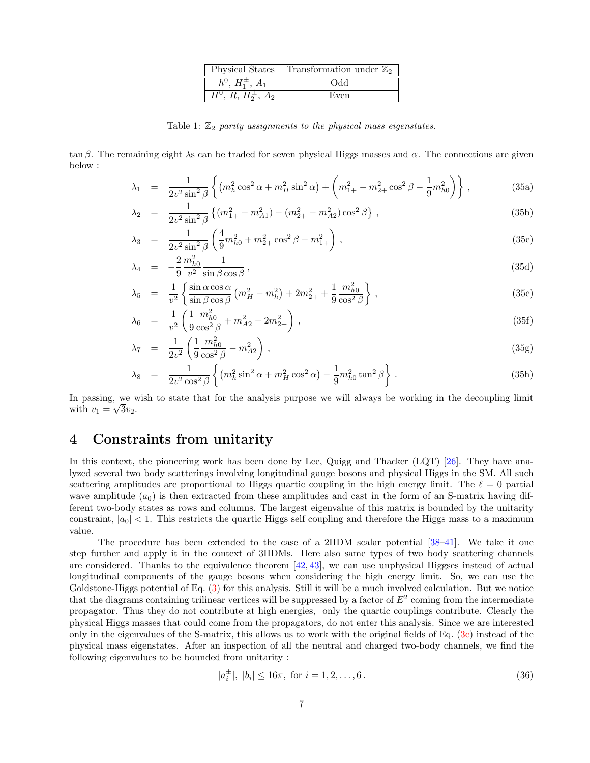| Physical States | Transformation under $\mathbb{Z}_2$ |
|---|---|
| $h^0$, $H_1^\pm$, $A_1$ | Odd |
| $H^0$, $R$, $H_2^\pm$, $A_2$ | Even |

Table 1: *$\mathbb{Z}_2$ parity assignments to the physical mass eigenstates.*

$\tan\beta$. The remaining eight $\lambda$s can be traded for seven physical Higgs masses and $\alpha$. The connections are given below :

$$\lambda_1 = \frac{1}{2v^2\sin^2\beta}\left\{\left(m_h^2\cos^2\alpha + m_H^2\sin^2\alpha\right) + \left(m_{1+}^2 - m_{2+}^2\cos^2\beta - \frac{1}{9}m_{h0}^2\right)\right\}, \tag{35a}$$

$$\lambda_2 = \frac{1}{2v^2\sin^2\beta}\left\{(m_{1+}^2 - m_{A1}^2) - (m_{2+}^2 - m_{A2}^2)\cos^2\beta\right\}, \tag{35b}$$

$$\lambda_3 = \frac{1}{2v^2\sin^2\beta}\left(\frac{4}{9}m_{h0}^2 + m_{2+}^2\cos^2\beta - m_{1+}^2\right), \tag{35c}$$

$$\lambda_4 = -\frac{2}{9}\frac{m_{h0}^2}{v^2}\frac{1}{\sin\beta\cos\beta}, \tag{35d}$$

$$\lambda_5 = \frac{1}{v^2}\left\{\frac{\sin\alpha\cos\alpha}{\sin\beta\cos\beta}\left(m_H^2 - m_h^2\right) + 2m_{2+}^2 + \frac{1}{9}\frac{m_{h0}^2}{\cos^2\beta}\right\}, \tag{35e}$$

$$\lambda_6 = \frac{1}{v^2}\left(\frac{1}{9}\frac{m_{h0}^2}{\cos^2\beta} + m_{A2}^2 - 2m_{2+}^2\right), \tag{35f}$$

$$\lambda_7 = \frac{1}{2v^2}\left(\frac{1}{9}\frac{m_{h0}^2}{\cos^2\beta} - m_{A2}^2\right), \tag{35g}$$

$$\lambda_8 = \frac{1}{2v^2\cos^2\beta}\left\{\left(m_h^2\sin^2\alpha + m_H^2\cos^2\alpha\right) - \frac{1}{9}m_{h0}^2\tan^2\beta\right\}. \tag{35h}$$

In passing, we wish to state that for the analysis purpose we will always be working in the decoupling limit with $v_1 = \sqrt{3}v_2$.

# 4 Constraints from unitarity

In this context, the pioneering work has been done by Lee, Quigg and Thacker (LQT) [26]. They have analyzed several two body scatterings involving longitudinal gauge bosons and physical Higgs in the SM. All such scattering amplitudes are proportional to Higgs quartic coupling in the high energy limit. The $\ell = 0$ partial wave amplitude ($a_0$) is then extracted from these amplitudes and cast in the form of an S-matrix having different two-body states as rows and columns. The largest eigenvalue of this matrix is bounded by the unitarity constraint, $|a_0| < 1$. This restricts the quartic Higgs self coupling and therefore the Higgs mass to a maximum value.

The procedure has been extended to the case of a 2HDM scalar potential [38–41]. We take it one step further and apply it in the context of 3HDMs. Here also same types of two body scattering channels are considered. Thanks to the equivalence theorem [42, 43], we can use unphysical Higgses instead of actual longitudinal components of the gauge bosons when considering the high energy limit. So, we can use the Goldstone-Higgs potential of Eq. (3) for this analysis. Still it will be a much involved calculation. But we notice that the diagrams containing trilinear vertices will be suppressed by a factor of $E^2$ coming from the intermediate propagator. Thus they do not contribute at high energies, only the quartic couplings contribute. Clearly the physical Higgs masses that could come from the propagators, do not enter this analysis. Since we are interested only in the eigenvalues of the S-matrix, this allows us to work with the original fields of Eq. (3c) instead of the physical mass eigenstates. After an inspection of all the neutral and charged two-body channels, we find the following eigenvalues to be bounded from unitarity :

$$|a_i^\pm|,\ |b_i| \le 16\pi,\ \text{for } i = 1, 2, \ldots, 6\,. \tag{36}$$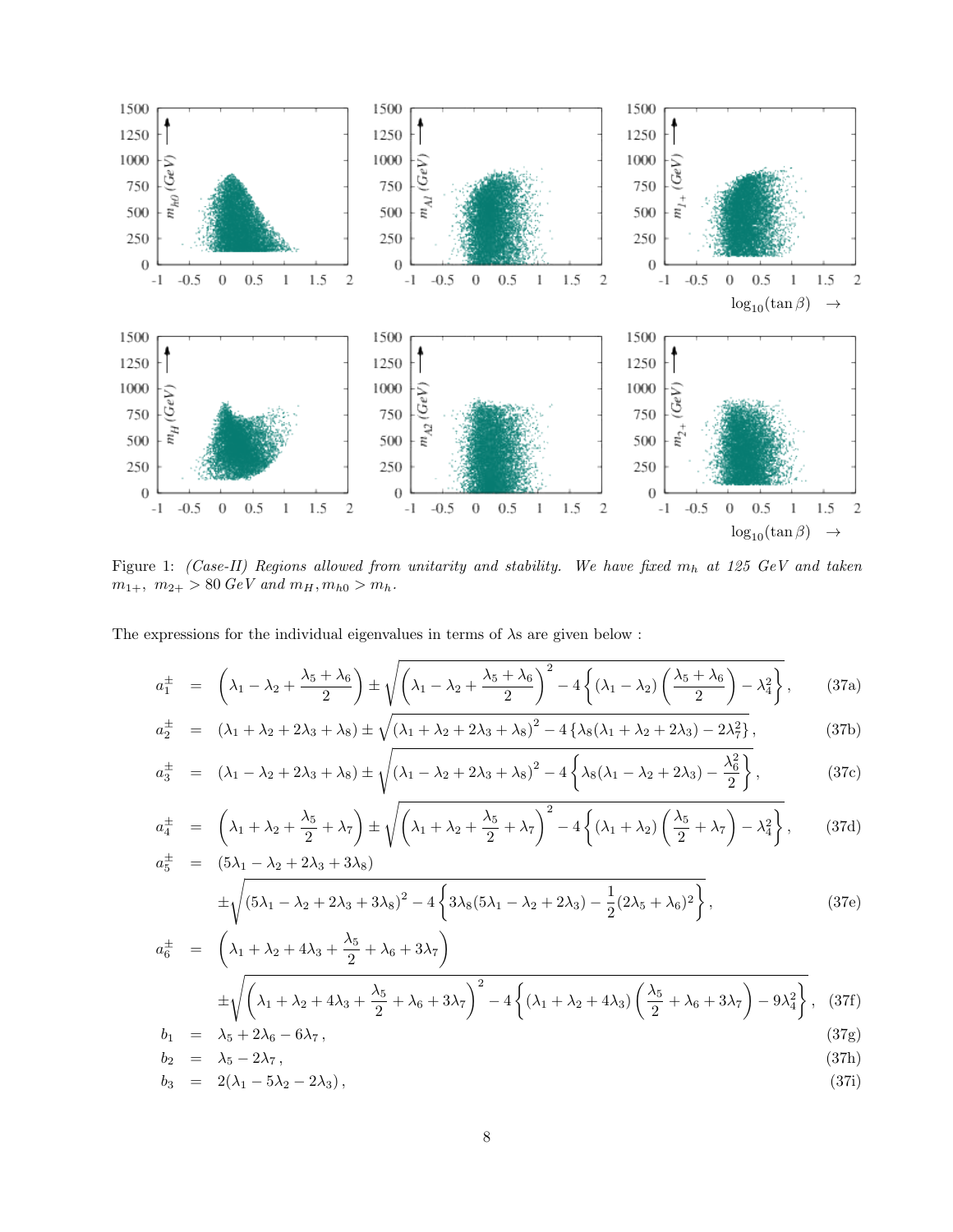Figure 1: *(Case-II) Regions allowed from unitarity and stability. We have fixed $m_h$ at 125 GeV and taken $m_{1+},\ m_{2+} > 80$ GeV and $m_H, m_{h0} > m_h$.*

The expressions for the individual eigenvalues in terms of $\lambda$s are given below :

$$a_1^{\pm} = \left(\lambda_1 - \lambda_2 + \frac{\lambda_5 + \lambda_6}{2}\right) \pm \sqrt{\left(\lambda_1 - \lambda_2 + \frac{\lambda_5 + \lambda_6}{2}\right)^2 - 4\left\{(\lambda_1 - \lambda_2)\left(\frac{\lambda_5 + \lambda_6}{2}\right) - \lambda_4^2\right\}}, \tag{37a}$$

$$a_2^{\pm} = (\lambda_1 + \lambda_2 + 2\lambda_3 + \lambda_8) \pm \sqrt{(\lambda_1 + \lambda_2 + 2\lambda_3 + \lambda_8)^2 - 4\left\{\lambda_8(\lambda_1 + \lambda_2 + 2\lambda_3) - 2\lambda_7^2\right\}}, \tag{37b}$$

$$a_3^{\pm} = (\lambda_1 - \lambda_2 + 2\lambda_3 + \lambda_8) \pm \sqrt{(\lambda_1 - \lambda_2 + 2\lambda_3 + \lambda_8)^2 - 4\left\{\lambda_8(\lambda_1 - \lambda_2 + 2\lambda_3) - \frac{\lambda_6^2}{2}\right\}}, \tag{37c}$$

$$a_4^{\pm} = \left(\lambda_1 + \lambda_2 + \frac{\lambda_5}{2} + \lambda_7\right) \pm \sqrt{\left(\lambda_1 + \lambda_2 + \frac{\lambda_5}{2} + \lambda_7\right)^2 - 4\left\{(\lambda_1 + \lambda_2)\left(\frac{\lambda_5}{2} + \lambda_7\right) - \lambda_4^2\right\}}, \tag{37d}$$

$$a_5^{\pm} = (5\lambda_1 - \lambda_2 + 2\lambda_3 + 3\lambda_8) \pm \sqrt{(5\lambda_1 - \lambda_2 + 2\lambda_3 + 3\lambda_8)^2 - 4\left\{3\lambda_8(5\lambda_1 - \lambda_2 + 2\lambda_3) - \frac{1}{2}(2\lambda_5 + \lambda_6)^2\right\}}, \tag{37e}$$

$$a_6^{\pm} = \left(\lambda_1 + \lambda_2 + 4\lambda_3 + \frac{\lambda_5}{2} + \lambda_6 + 3\lambda_7\right) \pm \sqrt{\left(\lambda_1 + \lambda_2 + 4\lambda_3 + \frac{\lambda_5}{2} + \lambda_6 + 3\lambda_7\right)^2 - 4\left\{(\lambda_1 + \lambda_2 + 4\lambda_3)\left(\frac{\lambda_5}{2} + \lambda_6 + 3\lambda_7\right) - 9\lambda_4^2\right\}}, \tag{37f}$$

$$b_1 = \lambda_5 + 2\lambda_6 - 6\lambda_7\,, \tag{37g}$$

$$b_2 = \lambda_5 - 2\lambda_7\,, \tag{37h}$$

$$b_3 = 2(\lambda_1 - 5\lambda_2 - 2\lambda_3)\,, \tag{37i}$$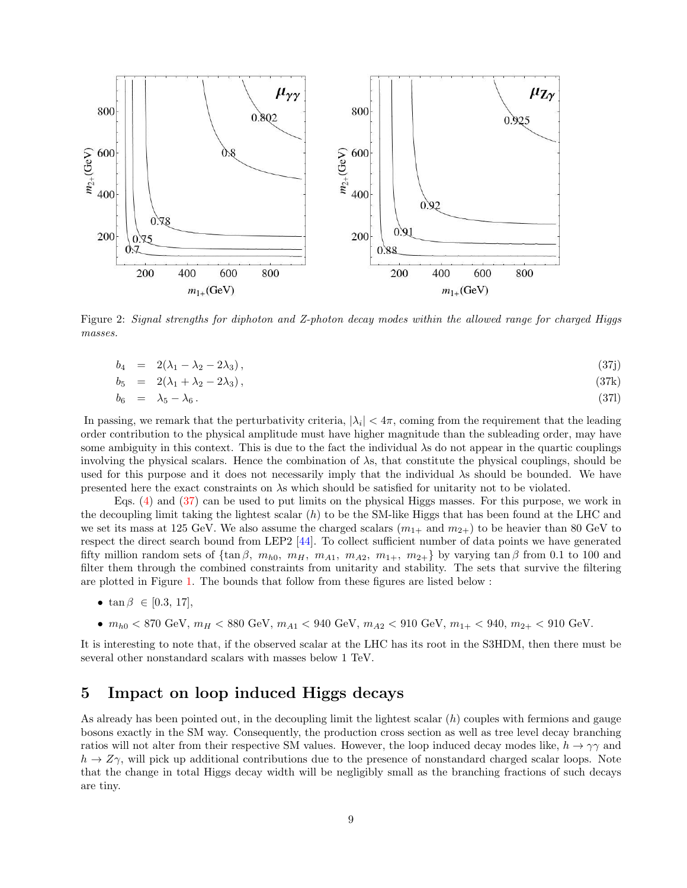Figure 2: *Signal strengths for diphoton and Z-photon decay modes within the allowed range for charged Higgs masses.*

$$b_4 = 2(\lambda_1 - \lambda_2 - 2\lambda_3)\,, \tag{37j}$$

$$b_5 = 2(\lambda_1 + \lambda_2 - 2\lambda_3)\,, \tag{37k}$$

$$b_6 = \lambda_5 - \lambda_6\,. \tag{37l}$$

In passing, we remark that the perturbativity criteria, $|\lambda_i| < 4\pi$, coming from the requirement that the leading order contribution to the physical amplitude must have higher magnitude than the subleading order, may have some ambiguity in this context. This is due to the fact the individual $\lambda$s do not appear in the quartic couplings involving the physical scalars. Hence the combination of $\lambda$s, that constitute the physical couplings, should be used for this purpose and it does not necessarily imply that the individual $\lambda$s should be bounded. We have presented here the exact constraints on $\lambda$s which should be satisfied for unitarity not to be violated.

Eqs. (4) and (37) can be used to put limits on the physical Higgs masses. For this purpose, we work in the decoupling limit taking the lightest scalar ($h$) to be the SM-like Higgs that has been found at the LHC and we set its mass at 125 GeV. We also assume the charged scalars ($m_{1+}$ and $m_{2+}$) to be heavier than 80 GeV to respect the direct search bound from LEP2 [44]. To collect sufficient number of data points we have generated fifty million random sets of $\{\tan\beta,\ m_{h0},\ m_H,\ m_{A1},\ m_{A2},\ m_{1+},\ m_{2+}\}$ by varying $\tan\beta$ from 0.1 to 100 and filter them through the combined constraints from unitarity and stability. The sets that survive the filtering are plotted in Figure 1. The bounds that follow from these figures are listed below :

- $\tan\beta\ \in [0.3,\ 17]$,
- $m_{h0} < 870$ GeV, $m_H < 880$ GeV, $m_{A1} < 940$ GeV, $m_{A2} < 910$ GeV, $m_{1+} < 940$, $m_{2+} < 910$ GeV.

It is interesting to note that, if the observed scalar at the LHC has its root in the S3HDM, then there must be several other nonstandard scalars with masses below 1 TeV.

# 5 Impact on loop induced Higgs decays

As already has been pointed out, in the decoupling limit the lightest scalar ($h$) couples with fermions and gauge bosons exactly in the SM way. Consequently, the production cross section as well as tree level decay branching ratios will not alter from their respective SM values. However, the loop induced decay modes like, $h \to \gamma\gamma$ and $h \to Z\gamma$, will pick up additional contributions due to the presence of nonstandard charged scalar loops. Note that the change in total Higgs decay width will be negligibly small as the branching fractions of such decays are tiny.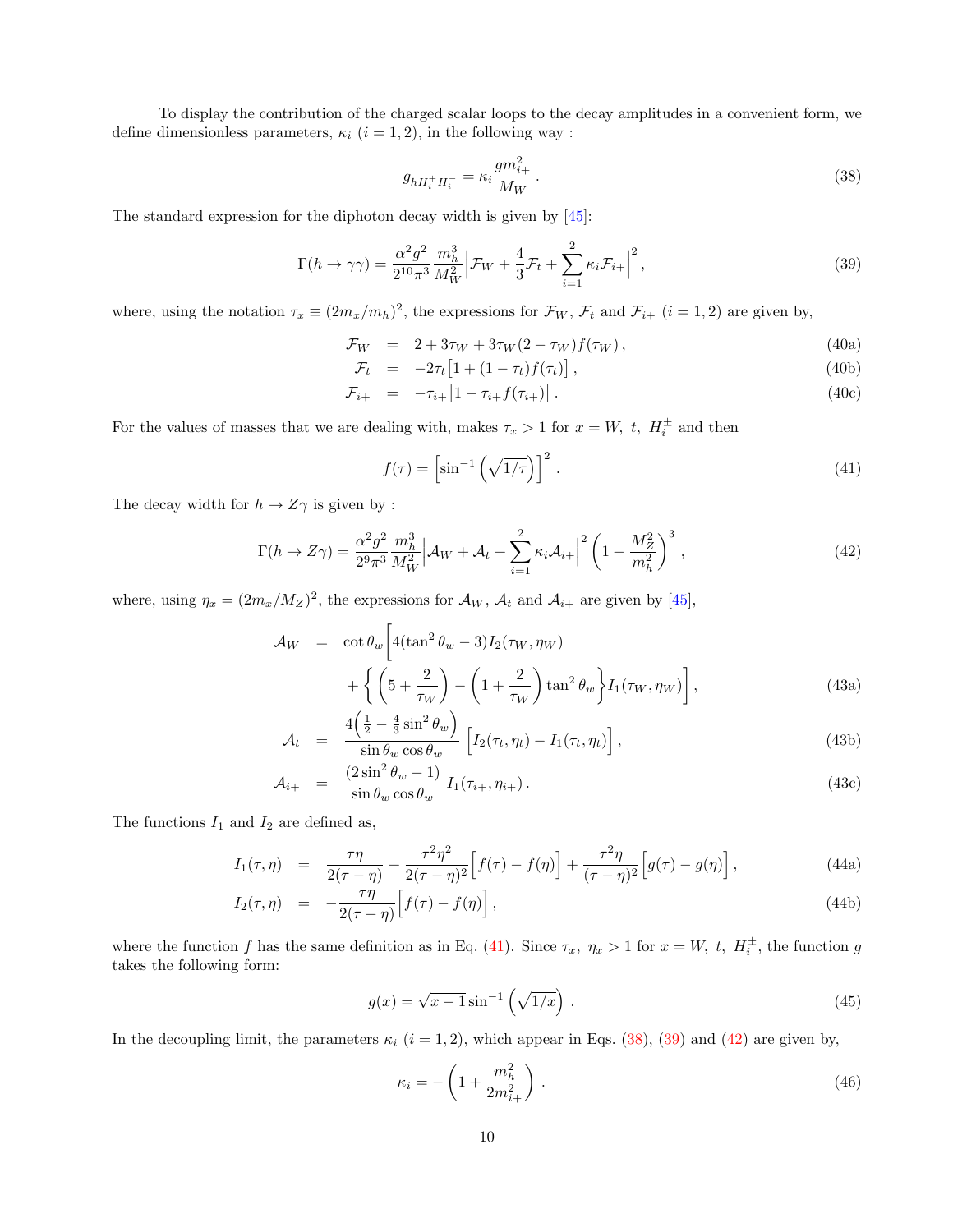To display the contribution of the charged scalar loops to the decay amplitudes in a convenient form, we define dimensionless parameters, $\kappa_i$ $(i = 1, 2)$, in the following way :

$$
g_{hH_i^+H_i^-} = \kappa_i \frac{g m_{i+}^2}{M_W} \,. \tag{38}
$$

The standard expression for the diphoton decay width is given by [45]:

$$
\Gamma(h \to \gamma\gamma) = \frac{\alpha^2 g^2}{2^{10}\pi^3} \frac{m_h^3}{M_W^2} \Big| \mathcal{F}_W + \frac{4}{3}\mathcal{F}_t + \sum_{i=1}^{2} \kappa_i \mathcal{F}_{i+} \Big|^2 \,, \tag{39}
$$

where, using the notation $\tau_x \equiv (2m_x/m_h)^2$, the expressions for $\mathcal{F}_W$, $\mathcal{F}_t$ and $\mathcal{F}_{i+}$ $(i = 1, 2)$ are given by,

$$
\begin{aligned}
\mathcal{F}_W &= 2 + 3\tau_W + 3\tau_W(2 - \tau_W) f(\tau_W) \,, && (40a)\\
\mathcal{F}_t &= -2\tau_t \big[1 + (1 - \tau_t) f(\tau_t)\big] \,, && (40b)\\
\mathcal{F}_{i+} &= -\tau_{i+} \big[1 - \tau_{i+} f(\tau_{i+})\big] \,. && (40c)
\end{aligned}
$$

For the values of masses that we are dealing with, makes $\tau_x > 1$ for $x = W,\ t,\ H_i^\pm$ and then

$$
f(\tau) = \Big[\sin^{-1}\Big(\sqrt{1/\tau}\Big)\Big]^2 \,. \tag{41}
$$

The decay width for $h \to Z\gamma$ is given by :

$$
\Gamma(h \to Z\gamma) = \frac{\alpha^2 g^2}{2^9\pi^3} \frac{m_h^3}{M_W^2} \Big| \mathcal{A}_W + \mathcal{A}_t + \sum_{i=1}^{2} \kappa_i \mathcal{A}_{i+} \Big|^2 \left(1 - \frac{M_Z^2}{m_h^2}\right)^3 \,, \tag{42}
$$

where, using $\eta_x = (2m_x/M_Z)^2$, the expressions for $\mathcal{A}_W$, $\mathcal{A}_t$ and $\mathcal{A}_{i+}$ are given by [45],

$$
\begin{aligned}
\mathcal{A}_W &= \cot\theta_w \bigg[ 4(\tan^2\theta_w - 3) I_2(\tau_W, \eta_W) \\
&\qquad + \bigg\{ \left(5 + \frac{2}{\tau_W}\right) - \left(1 + \frac{2}{\tau_W}\right)\tan^2\theta_w \bigg\} I_1(\tau_W, \eta_W) \bigg] \,, && (43a)\\
\mathcal{A}_t &= \frac{4\Big(\frac{1}{2} - \frac{4}{3}\sin^2\theta_w\Big)}{\sin\theta_w\cos\theta_w} \Big[ I_2(\tau_t, \eta_t) - I_1(\tau_t, \eta_t) \Big] \,, && (43b)\\
\mathcal{A}_{i+} &= \frac{(2\sin^2\theta_w - 1)}{\sin\theta_w\cos\theta_w} \, I_1(\tau_{i+}, \eta_{i+}) \,. && (43c)
\end{aligned}
$$

The functions $I_1$ and $I_2$ are defined as,

$$
\begin{aligned}
I_1(\tau, \eta) &= \frac{\tau\eta}{2(\tau - \eta)} + \frac{\tau^2\eta^2}{2(\tau - \eta)^2}\Big[f(\tau) - f(\eta)\Big] + \frac{\tau^2\eta}{(\tau - \eta)^2}\Big[g(\tau) - g(\eta)\Big] \,, && (44a)\\
I_2(\tau, \eta) &= -\frac{\tau\eta}{2(\tau - \eta)}\Big[f(\tau) - f(\eta)\Big] \,, && (44b)
\end{aligned}
$$

where the function $f$ has the same definition as in Eq. (41). Since $\tau_x,\ \eta_x > 1$ for $x = W,\ t,\ H_i^\pm$, the function $g$ takes the following form:

$$
g(x) = \sqrt{x - 1}\,\sin^{-1}\Big(\sqrt{1/x}\Big) \,. \tag{45}
$$

In the decoupling limit, the parameters $\kappa_i$ $(i = 1, 2)$, which appear in Eqs. (38), (39) and (42) are given by,

$$
\kappa_i = -\left(1 + \frac{m_h^2}{2m_{i+}^2}\right) \,. \tag{46}
$$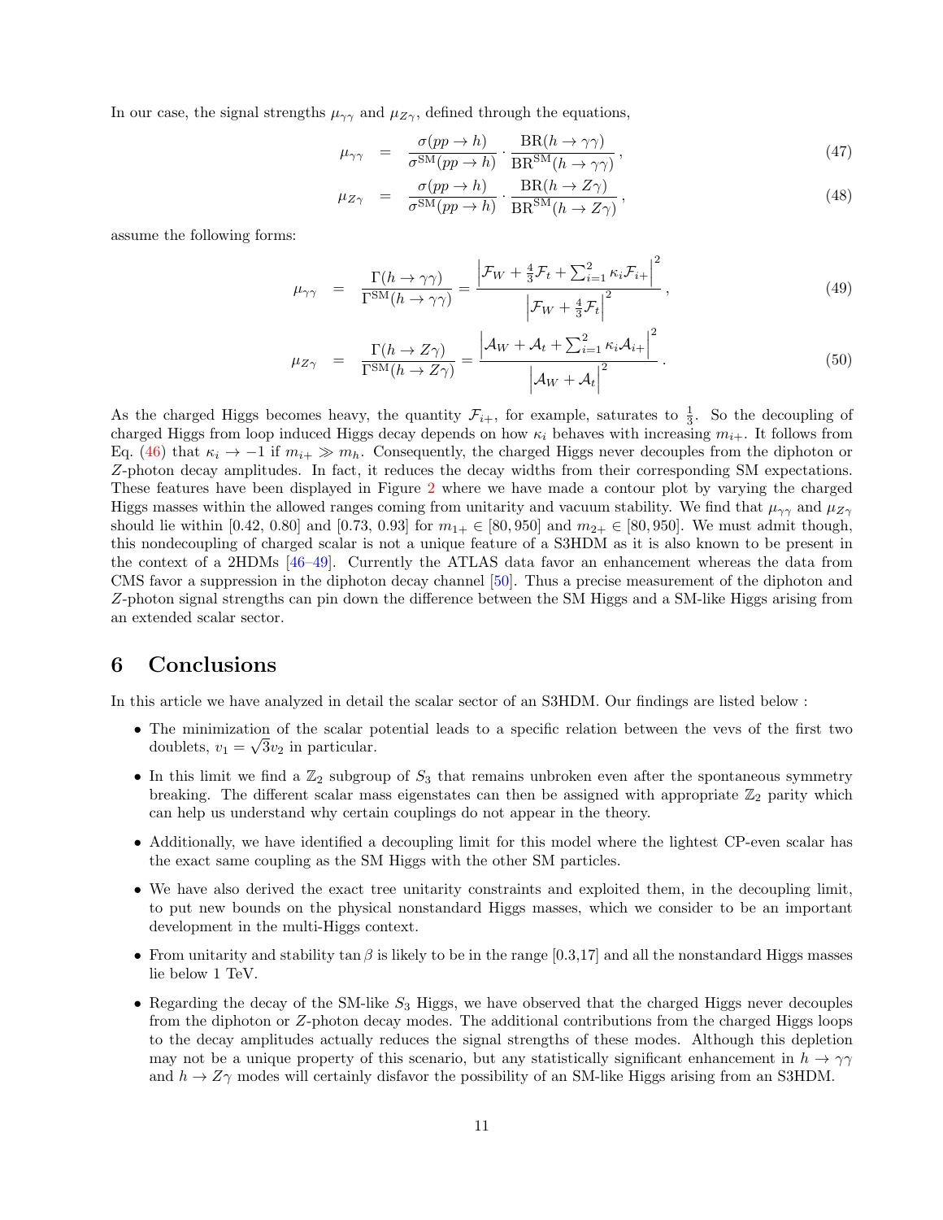In our case, the signal strengths $\mu_{\gamma\gamma}$ and $\mu_{Z\gamma}$, defined through the equations,

$$\mu_{\gamma\gamma} = \frac{\sigma(pp\to h)}{\sigma^{\rm SM}(pp\to h)}\cdot\frac{{\rm BR}(h\to\gamma\gamma)}{{\rm BR}^{\rm SM}(h\to\gamma\gamma)}\,, \tag{47}$$

$$\mu_{Z\gamma} = \frac{\sigma(pp\to h)}{\sigma^{\rm SM}(pp\to h)}\cdot\frac{{\rm BR}(h\to Z\gamma)}{{\rm BR}^{\rm SM}(h\to Z\gamma)}\,, \tag{48}$$

assume the following forms:

$$\mu_{\gamma\gamma} = \frac{\Gamma(h\to\gamma\gamma)}{\Gamma^{\rm SM}(h\to\gamma\gamma)} = \frac{\left|\mathcal{F}_W + \frac{4}{3}\mathcal{F}_t + \sum_{i=1}^{2}\kappa_i\mathcal{F}_{i+}\right|^2}{\left|\mathcal{F}_W + \frac{4}{3}\mathcal{F}_t\right|^2}\,, \tag{49}$$

$$\mu_{Z\gamma} = \frac{\Gamma(h\to Z\gamma)}{\Gamma^{\rm SM}(h\to Z\gamma)} = \frac{\left|\mathcal{A}_W + \mathcal{A}_t + \sum_{i=1}^{2}\kappa_i\mathcal{A}_{i+}\right|^2}{\left|\mathcal{A}_W + \mathcal{A}_t\right|^2}\,. \tag{50}$$

As the charged Higgs becomes heavy, the quantity $\mathcal{F}_{i+}$, for example, saturates to $\frac{1}{3}$. So the decoupling of charged Higgs from loop induced Higgs decay depends on how $\kappa_i$ behaves with increasing $m_{i+}$. It follows from Eq. (46) that $\kappa_i \to -1$ if $m_{i+} \gg m_h$. Consequently, the charged Higgs never decouples from the diphoton or $Z$-photon decay amplitudes. In fact, it reduces the decay widths from their corresponding SM expectations. These features have been displayed in Figure 2 where we have made a contour plot by varying the charged Higgs masses within the allowed ranges coming from unitarity and vacuum stability. We find that $\mu_{\gamma\gamma}$ and $\mu_{Z\gamma}$ should lie within [0.42, 0.80] and [0.73, 0.93] for $m_{1+} \in [80, 950]$ and $m_{2+} \in [80, 950]$. We must admit though, this nondecoupling of charged scalar is not a unique feature of a S3HDM as it is also known to be present in the context of a 2HDMs [46–49]. Currently the ATLAS data favor an enhancement whereas the data from CMS favor a suppression in the diphoton decay channel [50]. Thus a precise measurement of the diphoton and $Z$-photon signal strengths can pin down the difference between the SM Higgs and a SM-like Higgs arising from an extended scalar sector.

## 6 Conclusions

In this article we have analyzed in detail the scalar sector of an S3HDM. Our findings are listed below :

- The minimization of the scalar potential leads to a specific relation between the vevs of the first two doublets, $v_1 = \sqrt{3}v_2$ in particular.
- In this limit we find a $\mathbb{Z}_2$ subgroup of $S_3$ that remains unbroken even after the spontaneous symmetry breaking. The different scalar mass eigenstates can then be assigned with appropriate $\mathbb{Z}_2$ parity which can help us understand why certain couplings do not appear in the theory.
- Additionally, we have identified a decoupling limit for this model where the lightest CP-even scalar has the exact same coupling as the SM Higgs with the other SM particles.
- We have also derived the exact tree unitarity constraints and exploited them, in the decoupling limit, to put new bounds on the physical nonstandard Higgs masses, which we consider to be an important development in the multi-Higgs context.
- From unitarity and stability $\tan\beta$ is likely to be in the range [0.3,17] and all the nonstandard Higgs masses lie below 1 TeV.
- Regarding the decay of the SM-like $S_3$ Higgs, we have observed that the charged Higgs never decouples from the diphoton or $Z$-photon decay modes. The additional contributions from the charged Higgs loops to the decay amplitudes actually reduces the signal strengths of these modes. Although this depletion may not be a unique property of this scenario, but any statistically significant enhancement in $h \to \gamma\gamma$ and $h \to Z\gamma$ modes will certainly disfavor the possibility of an SM-like Higgs arising from an S3HDM.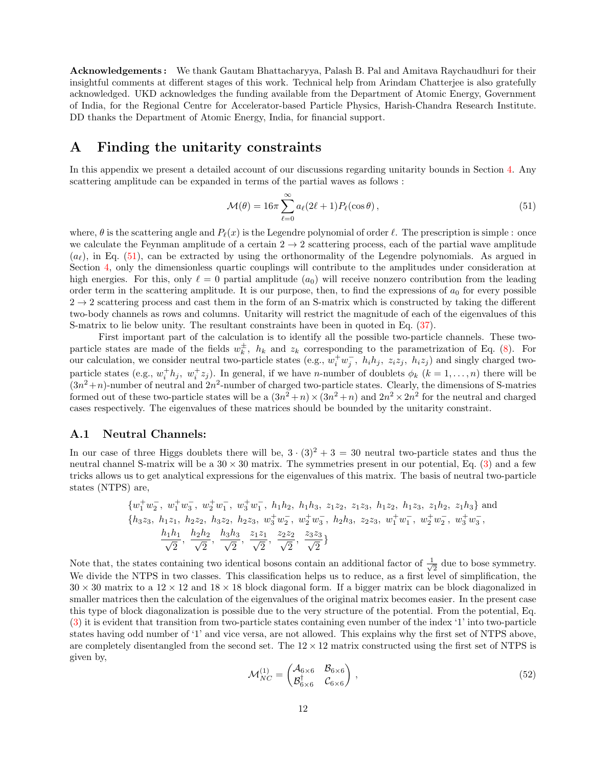**Acknowledgements :** We thank Gautam Bhattacharyya, Palash B. Pal and Amitava Raychaudhuri for their insightful comments at different stages of this work. Technical help from Arindam Chatterjee is also gratefully acknowledged. UKD acknowledges the funding available from the Department of Atomic Energy, Government of India, for the Regional Centre for Accelerator-based Particle Physics, Harish-Chandra Research Institute. DD thanks the Department of Atomic Energy, India, for financial support.

# A Finding the unitarity constraints

In this appendix we present a detailed account of our discussions regarding unitarity bounds in Section 4. Any scattering amplitude can be expanded in terms of the partial waves as follows :

$$\mathcal{M}(\theta) = 16\pi \sum_{\ell=0}^{\infty} a_\ell (2\ell+1) P_\ell(\cos\theta)\,, \tag{51}$$

where, $\theta$ is the scattering angle and $P_\ell(x)$ is the Legendre polynomial of order $\ell$. The prescription is simple : once we calculate the Feynman amplitude of a certain $2 \to 2$ scattering process, each of the partial wave amplitude ($a_\ell$), in Eq. (51), can be extracted by using the orthonormality of the Legendre polynomials. As argued in Section 4, only the dimensionless quartic couplings will contribute to the amplitudes under consideration at high energies. For this, only $\ell = 0$ partial amplitude ($a_0$) will receive nonzero contribution from the leading order term in the scattering amplitude. It is our purpose, then, to find the expressions of $a_0$ for every possible $2 \to 2$ scattering process and cast them in the form of an S-matrix which is constructed by taking the different two-body channels as rows and columns. Unitarity will restrict the magnitude of each of the eigenvalues of this S-matrix to lie below unity. The resultant constraints have been in quoted in Eq. (37).

First important part of the calculation is to identify all the possible two-particle channels. These two-particle states are made of the fields $w_k^\pm$, $h_k$ and $z_k$ corresponding to the parametrization of Eq. (8). For our calculation, we consider neutral two-particle states (e.g., $w_i^+ w_j^-$, $h_i h_j$, $z_i z_j$, $h_i z_j$) and singly charged two-particle states (e.g., $w_i^+ h_j$, $w_i^+ z_j$). In general, if we have $n$-number of doublets $\phi_k$ ($k = 1, \ldots, n$) there will be $(3n^2+n)$-number of neutral and $2n^2$-number of charged two-particle states. Clearly, the dimensions of S-matries formed out of these two-particle states will be a $(3n^2+n) \times (3n^2+n)$ and $2n^2 \times 2n^2$ for the neutral and charged cases respectively. The eigenvalues of these matrices should be bounded by the unitarity constraint.

## A.1 Neutral Channels:

In our case of three Higgs doublets there will be, $3 \cdot (3)^2 + 3 = 30$ neutral two-particle states and thus the neutral channel S-matrix will be a $30 \times 30$ matrix. The symmetries present in our potential, Eq. (3) and a few tricks allows us to get analytical expressions for the eigenvalues of this matrix. The basis of neutral two-particle states (NTPS) are,

$$\{w_1^+ w_2^-,\ w_1^+ w_3^-,\ w_2^+ w_1^-,\ w_3^+ w_1^-,\ h_1 h_2,\ h_1 h_3,\ z_1 z_2,\ z_1 z_3,\ h_1 z_2,\ h_1 z_3,\ z_1 h_2,\ z_1 h_3\} \text{ and}$$
$$\{h_3 z_3,\ h_1 z_1,\ h_2 z_2,\ h_3 z_2,\ h_2 z_3,\ w_3^+ w_2^-,\ w_2^+ w_3^-,\ h_2 h_3,\ z_2 z_3,\ w_1^+ w_1^-,\ w_2^+ w_2^-,\ w_3^+ w_3^-,$$
$$\frac{h_1 h_1}{\sqrt{2}},\ \frac{h_2 h_2}{\sqrt{2}},\ \frac{h_3 h_3}{\sqrt{2}},\ \frac{z_1 z_1}{\sqrt{2}},\ \frac{z_2 z_2}{\sqrt{2}},\ \frac{z_3 z_3}{\sqrt{2}}\}$$

Note that, the states containing two identical bosons contain an additional factor of $\frac{1}{\sqrt{2}}$ due to bose symmetry. We divide the NTPS in two classes. This classification helps us to reduce, as a first level of simplification, the $30 \times 30$ matrix to a $12 \times 12$ and $18 \times 18$ block diagonal form. If a bigger matrix can be block diagonalized in smaller matrices then the calculation of the eigenvalues of the original matrix becomes easier. In the present case this type of block diagonalization is possible due to the very structure of the potential. From the potential, Eq. (3) it is evident that transition from two-particle states containing even number of the index '1' into two-particle states having odd number of '1' and vice versa, are not allowed. This explains why the first set of NTPS above, are completely disentangled from the second set. The $12 \times 12$ matrix constructed using the first set of NTPS is given by,

$$\mathcal{M}_{NC}^{(1)} = \begin{pmatrix} \mathcal{A}_{6\times 6} & \mathcal{B}_{6\times 6} \\ \mathcal{B}^\dagger_{6\times 6} & \mathcal{C}_{6\times 6} \end{pmatrix}\,, \tag{52}$$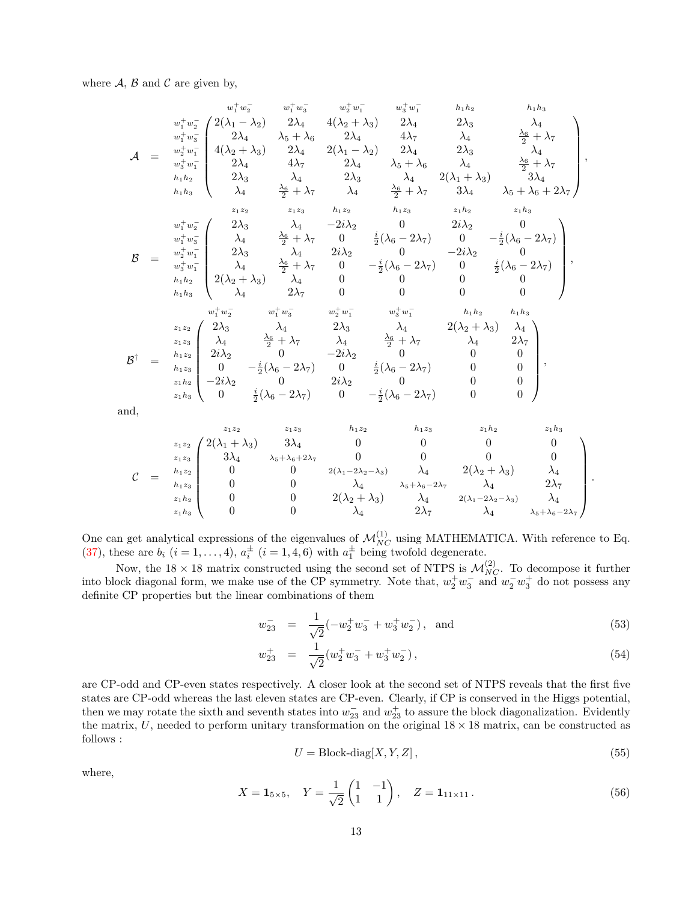where $\mathcal{A}$, $\mathcal{B}$ and $\mathcal{C}$ are given by,

$$
\mathcal{A} = \begin{array}{c} \\ w_1^+w_2^- \\ w_1^+w_3^- \\ w_2^+w_1^- \\ w_3^+w_1^- \\ h_1h_2 \\ h_1h_3 \end{array}
\begin{array}{c}
\begin{array}{cccccc} w_1^+w_2^- & w_1^+w_3^- & w_2^+w_1^- & w_3^+w_1^- & h_1h_2 & h_1h_3 \end{array} \\
\begin{pmatrix}
2(\lambda_1-\lambda_2) & 2\lambda_4 & 4(\lambda_2+\lambda_3) & 2\lambda_4 & 2\lambda_3 & \lambda_4 \\
2\lambda_4 & \lambda_5+\lambda_6 & 2\lambda_4 & 4\lambda_7 & \lambda_4 & \frac{\lambda_6}{2}+\lambda_7 \\
4(\lambda_2+\lambda_3) & 2\lambda_4 & 2(\lambda_1-\lambda_2) & 2\lambda_4 & 2\lambda_3 & \lambda_4 \\
2\lambda_4 & 4\lambda_7 & 2\lambda_4 & \lambda_5+\lambda_6 & \lambda_4 & \frac{\lambda_6}{2}+\lambda_7 \\
2\lambda_3 & \lambda_4 & 2\lambda_3 & \lambda_4 & 2(\lambda_1+\lambda_3) & 3\lambda_4 \\
\lambda_4 & \frac{\lambda_6}{2}+\lambda_7 & \lambda_4 & \frac{\lambda_6}{2}+\lambda_7 & 3\lambda_4 & \lambda_5+\lambda_6+2\lambda_7
\end{pmatrix}
\end{array},
$$

$$
\mathcal{B} = \begin{array}{c} \\ w_1^+w_2^- \\ w_1^+w_3^- \\ w_2^+w_1^- \\ w_3^+w_1^- \\ h_1h_2 \\ h_1h_3 \end{array}
\begin{array}{c}
\begin{array}{cccccc} z_1z_2 & z_1z_3 & h_1z_2 & h_1z_3 & z_1h_2 & z_1h_3 \end{array} \\
\begin{pmatrix}
2\lambda_3 & \lambda_4 & -2i\lambda_2 & 0 & 2i\lambda_2 & 0 \\
\lambda_4 & \frac{\lambda_6}{2}+\lambda_7 & 0 & \frac{i}{2}(\lambda_6-2\lambda_7) & 0 & -\frac{i}{2}(\lambda_6-2\lambda_7) \\
2\lambda_3 & \lambda_4 & 2i\lambda_2 & 0 & -2i\lambda_2 & 0 \\
\lambda_4 & \frac{\lambda_6}{2}+\lambda_7 & 0 & -\frac{i}{2}(\lambda_6-2\lambda_7) & 0 & \frac{i}{2}(\lambda_6-2\lambda_7) \\
2(\lambda_2+\lambda_3) & \lambda_4 & 0 & 0 & 0 & 0 \\
\lambda_4 & 2\lambda_7 & 0 & 0 & 0 & 0
\end{pmatrix}
\end{array},
$$

$$
\mathcal{B}^\dagger = \begin{array}{c} \\ z_1z_2 \\ z_1z_3 \\ h_1z_2 \\ h_1z_3 \\ z_1h_2 \\ z_1h_3 \end{array}
\begin{array}{c}
\begin{array}{cccccc} w_1^+w_2^- & w_1^+w_3^- & w_2^+w_1^- & w_3^+w_1^- & h_1h_2 & h_1h_3 \end{array} \\
\begin{pmatrix}
2\lambda_3 & \lambda_4 & 2\lambda_3 & \lambda_4 & 2(\lambda_2+\lambda_3) & \lambda_4 \\
\lambda_4 & \frac{\lambda_6}{2}+\lambda_7 & \lambda_4 & \frac{\lambda_6}{2}+\lambda_7 & \lambda_4 & 2\lambda_7 \\
2i\lambda_2 & 0 & -2i\lambda_2 & 0 & 0 & 0 \\
0 & -\frac{i}{2}(\lambda_6-2\lambda_7) & 0 & \frac{i}{2}(\lambda_6-2\lambda_7) & 0 & 0 \\
-2i\lambda_2 & 0 & 2i\lambda_2 & 0 & 0 & 0 \\
0 & \frac{i}{2}(\lambda_6-2\lambda_7) & 0 & -\frac{i}{2}(\lambda_6-2\lambda_7) & 0 & 0
\end{pmatrix}
\end{array},
$$

and,

$$
\mathcal{C} = \begin{array}{c} \\ z_1z_2 \\ z_1z_3 \\ h_1z_2 \\ h_1z_3 \\ z_1h_2 \\ z_1h_3 \end{array}
\begin{array}{c}
\begin{array}{cccccc} z_1z_2 & z_1z_3 & h_1z_2 & h_1z_3 & z_1h_2 & z_1h_3 \end{array} \\
\begin{pmatrix}
2(\lambda_1+\lambda_3) & 3\lambda_4 & 0 & 0 & 0 & 0 \\
3\lambda_4 & \lambda_5+\lambda_6+2\lambda_7 & 0 & 0 & 0 & 0 \\
0 & 0 & 2(\lambda_1-2\lambda_2-\lambda_3) & \lambda_4 & 2(\lambda_2+\lambda_3) & \lambda_4 \\
0 & 0 & \lambda_4 & \lambda_5+\lambda_6-2\lambda_7 & \lambda_4 & 2\lambda_7 \\
0 & 0 & 2(\lambda_2+\lambda_3) & \lambda_4 & 2(\lambda_1-2\lambda_2-\lambda_3) & \lambda_4 \\
0 & 0 & \lambda_4 & 2\lambda_7 & \lambda_4 & \lambda_5+\lambda_6-2\lambda_7
\end{pmatrix}
\end{array}.
$$

One can get analytical expressions of the eigenvalues of $\mathcal{M}_{NC}^{(1)}$ using MATHEMATICA. With reference to Eq. (37), these are $b_i$ ($i = 1, \ldots, 4$), $a_i^{\pm}$ ($i = 1, 4, 6$) with $a_1^{\pm}$ being twofold degenerate.

Now, the $18 \times 18$ matrix constructed using the second set of NTPS is $\mathcal{M}_{NC}^{(2)}$. To decompose it further into block diagonal form, we make use of the CP symmetry. Note that, $w_2^+w_3^-$ and $w_2^-w_3^+$ do not possess any definite CP properties but the linear combinations of them

$$
w_{23}^- = \frac{1}{\sqrt{2}}(-w_2^+w_3^- + w_3^+w_2^-)\,, \quad \text{and} \tag{53}
$$

$$
w_{23}^+ = \frac{1}{\sqrt{2}}(w_2^+w_3^- + w_3^+w_2^-)\,, \tag{54}
$$

are CP-odd and CP-even states respectively. A closer look at the second set of NTPS reveals that the first five states are CP-odd whereas the last eleven states are CP-even. Clearly, if CP is conserved in the Higgs potential, then we may rotate the sixth and seventh states into $w_{23}^-$ and $w_{23}^+$ to assure the block diagonalization. Evidently the matrix, $U$, needed to perform unitary transformation on the original $18 \times 18$ matrix, can be constructed as follows :

$$
U = \text{Block-diag}[X, Y, Z]\,, \tag{55}
$$

where,

$$
X = \mathbf{1}_{5\times 5}, \quad Y = \frac{1}{\sqrt{2}}\begin{pmatrix} 1 & -1 \\ 1 & 1 \end{pmatrix}, \quad Z = \mathbf{1}_{11\times 11}\,. \tag{56}
$$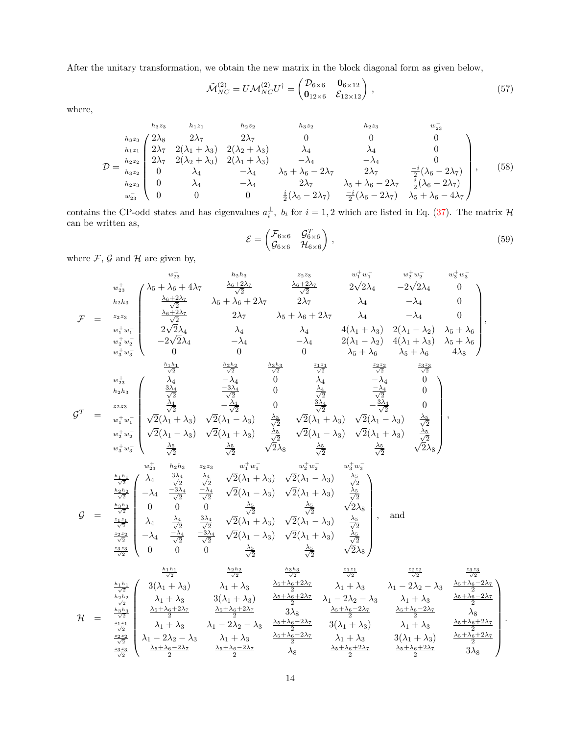After the unitary transformation, we obtain the new matrix in the block diagonal form as given below,

$$\tilde{\mathcal{M}}^{(2)}_{NC} = U\mathcal{M}^{(2)}_{NC}U^\dagger = \begin{pmatrix} \mathcal{D}_{6\times 6} & \mathbf{0}_{6\times 12} \\ \mathbf{0}_{12\times 6} & \mathcal{E}_{12\times 12} \end{pmatrix}, \tag{57}$$

where,

$$\mathcal{D} = \begin{array}{c} \\ h_3z_3 \\ h_1z_1 \\ h_2z_2 \\ h_3z_2 \\ h_2z_3 \\ w^-_{23} \end{array} \begin{array}{c} \begin{array}{cccccc} h_3z_3 & h_1z_1 & h_2z_2 & h_3z_2 & h_2z_3 & w^-_{23} \end{array} \\ \begin{pmatrix} 2\lambda_8 & 2\lambda_7 & 2\lambda_7 & 0 & 0 & 0 \\ 2\lambda_7 & 2(\lambda_1+\lambda_3) & 2(\lambda_2+\lambda_3) & \lambda_4 & \lambda_4 & 0 \\ 2\lambda_7 & 2(\lambda_2+\lambda_3) & 2(\lambda_1+\lambda_3) & -\lambda_4 & -\lambda_4 & 0 \\ 0 & \lambda_4 & -\lambda_4 & \lambda_5+\lambda_6-2\lambda_7 & 2\lambda_7 & \frac{-i}{2}(\lambda_6-2\lambda_7) \\ 0 & \lambda_4 & -\lambda_4 & 2\lambda_7 & \lambda_5+\lambda_6-2\lambda_7 & \frac{i}{2}(\lambda_6-2\lambda_7) \\ 0 & 0 & 0 & \frac{i}{2}(\lambda_6-2\lambda_7) & \frac{-i}{2}(\lambda_6-2\lambda_7) & \lambda_5+\lambda_6-4\lambda_7 \end{pmatrix} \end{array}, \tag{58}$$

contains the CP-odd states and has eigenvalues $a_i^\pm$, $b_i$ for $i=1,2$ which are listed in Eq. (37). The matrix $\mathcal{H}$ can be written as,

$$\mathcal{E} = \begin{pmatrix} \mathcal{F}_{6\times 6} & \mathcal{G}^T_{6\times 6} \\ \mathcal{G}_{6\times 6} & \mathcal{H}_{6\times 6} \end{pmatrix}, \tag{59}$$

where $\mathcal{F}$, $\mathcal{G}$ and $\mathcal{H}$ are given by,

$$\mathcal{F} = \begin{array}{c} \\ w^+_{23} \\ h_2h_3 \\ z_2z_3 \\ w^+_1w^-_1 \\ w^+_2w^-_2 \\ w^+_3w^-_3 \end{array} \begin{array}{c} \begin{array}{cccccc} w^+_{23} & h_2h_3 & z_2z_3 & w^+_1w^-_1 & w^+_2w^-_2 & w^+_3w^-_3 \end{array} \\ \begin{pmatrix} \lambda_5+\lambda_6+4\lambda_7 & \frac{\lambda_6+2\lambda_7}{\sqrt{2}} & \frac{\lambda_6+2\lambda_7}{\sqrt{2}} & 2\sqrt{2}\lambda_4 & -2\sqrt{2}\lambda_4 & 0 \\ \frac{\lambda_6+2\lambda_7}{\sqrt{2}} & \lambda_5+\lambda_6+2\lambda_7 & 2\lambda_7 & \lambda_4 & -\lambda_4 & 0 \\ \frac{\lambda_6+2\lambda_7}{\sqrt{2}} & 2\lambda_7 & \lambda_5+\lambda_6+2\lambda_7 & \lambda_4 & -\lambda_4 & 0 \\ 2\sqrt{2}\lambda_4 & \lambda_4 & \lambda_4 & 4(\lambda_1+\lambda_3) & 2(\lambda_1-\lambda_2) & \lambda_5+\lambda_6 \\ -2\sqrt{2}\lambda_4 & -\lambda_4 & -\lambda_4 & 2(\lambda_1-\lambda_2) & 4(\lambda_1+\lambda_3) & \lambda_5+\lambda_6 \\ 0 & 0 & 0 & \lambda_5+\lambda_6 & \lambda_5+\lambda_6 & 4\lambda_8 \end{pmatrix} \end{array},$$

$$\mathcal{G}^T = \begin{array}{c} \\ w^+_{23} \\ h_2h_3 \\ z_2z_3 \\ w^+_1w^-_1 \\ w^+_2w^-_2 \\ w^+_3w^-_3 \end{array} \begin{array}{c} \begin{array}{cccccc} \frac{h_1h_1}{\sqrt{2}} & \frac{h_2h_2}{\sqrt{2}} & \frac{h_3h_3}{\sqrt{2}} & \frac{z_1z_1}{\sqrt{2}} & \frac{z_2z_2}{\sqrt{2}} & \frac{z_3z_3}{\sqrt{2}} \end{array} \\ \begin{pmatrix} \lambda_4 & -\lambda_4 & 0 & \lambda_4 & -\lambda_4 & 0 \\ \frac{3\lambda_4}{\sqrt{2}} & \frac{-3\lambda_4}{\sqrt{2}} & 0 & \frac{\lambda_4}{\sqrt{2}} & \frac{-\lambda_4}{\sqrt{2}} & 0 \\ \frac{\lambda_4}{\sqrt{2}} & -\frac{\lambda_4}{\sqrt{2}} & 0 & \frac{3\lambda_4}{\sqrt{2}} & -\frac{3\lambda_4}{\sqrt{2}} & 0 \\ \sqrt{2}(\lambda_1+\lambda_3) & \sqrt{2}(\lambda_1-\lambda_3) & \frac{\lambda_5}{\sqrt{2}} & \sqrt{2}(\lambda_1+\lambda_3) & \sqrt{2}(\lambda_1-\lambda_3) & \frac{\lambda_5}{\sqrt{2}} \\ \sqrt{2}(\lambda_1-\lambda_3) & \sqrt{2}(\lambda_1+\lambda_3) & \frac{\lambda_5}{\sqrt{2}} & \sqrt{2}(\lambda_1-\lambda_3) & \sqrt{2}(\lambda_1+\lambda_3) & \frac{\lambda_5}{\sqrt{2}} \\ \frac{\lambda_5}{\sqrt{2}} & \frac{\lambda_5}{\sqrt{2}} & \sqrt{2}\lambda_8 & \frac{\lambda_5}{\sqrt{2}} & \frac{\lambda_5}{\sqrt{2}} & \sqrt{2}\lambda_8 \end{pmatrix} \end{array},$$

$$\mathcal{G} = \begin{array}{c} \\ \frac{h_1h_1}{\sqrt{2}} \\ \frac{h_2h_2}{\sqrt{2}} \\ \frac{h_3h_3}{\sqrt{2}} \\ \frac{z_1z_1}{\sqrt{2}} \\ \frac{z_2z_2}{\sqrt{2}} \\ \frac{z_3z_3}{\sqrt{2}} \end{array} \begin{array}{c} \begin{array}{cccccc} w^+_{23} & h_2h_3 & z_2z_3 & w^+_1w^-_1 & w^+_2w^-_2 & w^+_3w^-_3 \end{array} \\ \begin{pmatrix} \lambda_4 & \frac{3\lambda_4}{\sqrt{2}} & \frac{\lambda_4}{\sqrt{2}} & \sqrt{2}(\lambda_1+\lambda_3) & \sqrt{2}(\lambda_1-\lambda_3) & \frac{\lambda_5}{\sqrt{2}} \\ -\lambda_4 & \frac{-3\lambda_4}{\sqrt{2}} & \frac{-\lambda_4}{\sqrt{2}} & \sqrt{2}(\lambda_1-\lambda_3) & \sqrt{2}(\lambda_1+\lambda_3) & \frac{\lambda_5}{\sqrt{2}} \\ 0 & 0 & 0 & \frac{\lambda_5}{\sqrt{2}} & \frac{\lambda_5}{\sqrt{2}} & \sqrt{2}\lambda_8 \\ \lambda_4 & \frac{\lambda_4}{\sqrt{2}} & \frac{3\lambda_4}{\sqrt{2}} & \sqrt{2}(\lambda_1+\lambda_3) & \sqrt{2}(\lambda_1-\lambda_3) & \frac{\lambda_5}{\sqrt{2}} \\ -\lambda_4 & \frac{-\lambda_4}{\sqrt{2}} & \frac{-3\lambda_4}{\sqrt{2}} & \sqrt{2}(\lambda_1-\lambda_3) & \sqrt{2}(\lambda_1+\lambda_3) & \frac{\lambda_5}{\sqrt{2}} \\ 0 & 0 & 0 & \frac{\lambda_5}{\sqrt{2}} & \frac{\lambda_5}{\sqrt{2}} & \sqrt{2}\lambda_8 \end{pmatrix} \end{array}, \quad \text{and}$$

$$\mathcal{H} = \begin{array}{c} \\ \frac{h_1h_1}{\sqrt{2}} \\ \frac{h_2h_2}{\sqrt{2}} \\ \frac{h_3h_3}{\sqrt{2}} \\ \frac{z_1z_1}{\sqrt{2}} \\ \frac{z_2z_2}{\sqrt{2}} \\ \frac{z_3z_3}{\sqrt{2}} \end{array} \begin{array}{c} \begin{array}{cccccc} \frac{h_1h_1}{\sqrt{2}} & \frac{h_2h_2}{\sqrt{2}} & \frac{h_3h_3}{\sqrt{2}} & \frac{z_1z_1}{\sqrt{2}} & \frac{z_2z_2}{\sqrt{2}} & \frac{z_3z_3}{\sqrt{2}} \end{array} \\ \begin{pmatrix} 3(\lambda_1+\lambda_3) & \lambda_1+\lambda_3 & \frac{\lambda_5+\lambda_6+2\lambda_7}{2} & \lambda_1+\lambda_3 & \lambda_1-2\lambda_2-\lambda_3 & \frac{\lambda_5+\lambda_6-2\lambda_7}{2} \\ \lambda_1+\lambda_3 & 3(\lambda_1+\lambda_3) & \frac{\lambda_5+\lambda_6+2\lambda_7}{2} & \lambda_1-2\lambda_2-\lambda_3 & \lambda_1+\lambda_3 & \frac{\lambda_5+\lambda_6-2\lambda_7}{2} \\ \frac{\lambda_5+\lambda_6+2\lambda_7}{2} & \frac{\lambda_5+\lambda_6+2\lambda_7}{2} & 3\lambda_8 & \frac{\lambda_5+\lambda_6-2\lambda_7}{2} & \frac{\lambda_5+\lambda_6-2\lambda_7}{2} & \lambda_8 \\ \lambda_1+\lambda_3 & \lambda_1-2\lambda_2-\lambda_3 & \frac{\lambda_5+\lambda_6-2\lambda_7}{2} & 3(\lambda_1+\lambda_3) & \lambda_1+\lambda_3 & \frac{\lambda_5+\lambda_6+2\lambda_7}{2} \\ \lambda_1-2\lambda_2-\lambda_3 & \lambda_1+\lambda_3 & \frac{\lambda_5+\lambda_6-2\lambda_7}{2} & \lambda_1+\lambda_3 & 3(\lambda_1+\lambda_3) & \frac{\lambda_5+\lambda_6+2\lambda_7}{2} \\ \frac{\lambda_5+\lambda_6-2\lambda_7}{2} & \frac{\lambda_5+\lambda_6-2\lambda_7}{2} & \lambda_8 & \frac{\lambda_5+\lambda_6+2\lambda_7}{2} & \frac{\lambda_5+\lambda_6+2\lambda_7}{2} & 3\lambda_8 \end{pmatrix} \end{array}.$$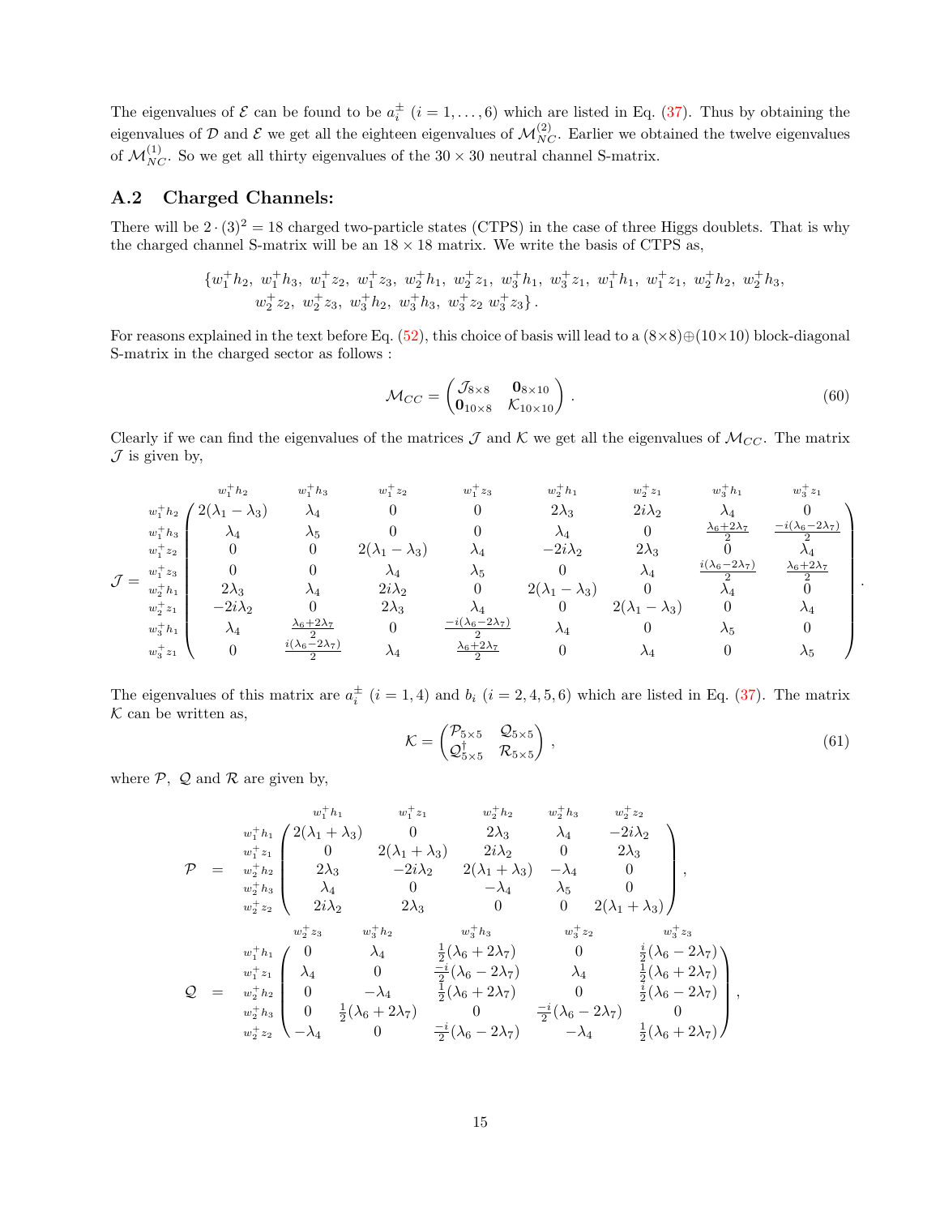The eigenvalues of $\mathcal{E}$ can be found to be $a_i^\pm$ $(i = 1, \ldots, 6)$ which are listed in Eq. (37). Thus by obtaining the eigenvalues of $\mathcal{D}$ and $\mathcal{E}$ we get all the eighteen eigenvalues of $\mathcal{M}_{NC}^{(2)}$. Earlier we obtained the twelve eigenvalues of $\mathcal{M}_{NC}^{(1)}$. So we get all thirty eigenvalues of the $30 \times 30$ neutral channel S-matrix.

## A.2 Charged Channels:

There will be $2 \cdot (3)^2 = 18$ charged two-particle states (CTPS) in the case of three Higgs doublets. That is why the charged channel S-matrix will be an $18 \times 18$ matrix. We write the basis of CTPS as,

$$
\{w_1^+h_2,\ w_1^+h_3,\ w_1^+z_2,\ w_1^+z_3,\ w_2^+h_1,\ w_2^+z_1,\ w_3^+h_1,\ w_3^+z_1,\ w_1^+h_1,\ w_1^+z_1,\ w_2^+h_2,\ w_2^+h_3,
w_2^+z_2,\ w_2^+z_3,\ w_3^+h_2,\ w_3^+h_3,\ w_3^+z_2\ w_3^+z_3\}\,.
$$

For reasons explained in the text before Eq. (52), this choice of basis will lead to a $(8\times8)\oplus(10\times10)$ block-diagonal S-matrix in the charged sector as follows :

$$
\mathcal{M}_{CC} = \begin{pmatrix} \mathcal{J}_{8\times8} & \mathbf{0}_{8\times10} \\ \mathbf{0}_{10\times8} & \mathcal{K}_{10\times10} \end{pmatrix}. \tag{60}
$$

Clearly if we can find the eigenvalues of the matrices $\mathcal{J}$ and $\mathcal{K}$ we get all the eigenvalues of $\mathcal{M}_{CC}$. The matrix $\mathcal{J}$ is given by,

$$
\mathcal{J} = \begin{array}{c} w_1^+h_2 \\ w_1^+h_3 \\ w_1^+z_2 \\ w_1^+z_3 \\ w_2^+h_1 \\ w_2^+z_1 \\ w_3^+h_1 \\ w_3^+z_1 \end{array}
\overset{\begin{array}{cccccccc} w_1^+h_2 & w_1^+h_3 & w_1^+z_2 & w_1^+z_3 & w_2^+h_1 & w_2^+z_1 & w_3^+h_1 & w_3^+z_1 \end{array}}{\begin{pmatrix}
2(\lambda_1-\lambda_3) & \lambda_4 & 0 & 0 & 2\lambda_3 & 2i\lambda_2 & \lambda_4 & 0 \\
\lambda_4 & \lambda_5 & 0 & 0 & \lambda_4 & 0 & \frac{\lambda_6+2\lambda_7}{2} & \frac{-i(\lambda_6-2\lambda_7)}{2} \\
0 & 0 & 2(\lambda_1-\lambda_3) & \lambda_4 & -2i\lambda_2 & 2\lambda_3 & 0 & \lambda_4 \\
0 & 0 & \lambda_4 & \lambda_5 & 0 & \lambda_4 & \frac{i(\lambda_6-2\lambda_7)}{2} & \frac{\lambda_6+2\lambda_7}{2} \\
2\lambda_3 & \lambda_4 & 2i\lambda_2 & 0 & 2(\lambda_1-\lambda_3) & 0 & \lambda_4 & 0 \\
-2i\lambda_2 & 0 & 2\lambda_3 & \lambda_4 & 0 & 2(\lambda_1-\lambda_3) & 0 & \lambda_4 \\
\lambda_4 & \frac{\lambda_6+2\lambda_7}{2} & 0 & \frac{-i(\lambda_6-2\lambda_7)}{2} & \lambda_4 & 0 & \lambda_5 & 0 \\
0 & \frac{i(\lambda_6-2\lambda_7)}{2} & \lambda_4 & \frac{\lambda_6+2\lambda_7}{2} & 0 & \lambda_4 & 0 & \lambda_5
\end{pmatrix}}.
$$

The eigenvalues of this matrix are $a_i^\pm$ $(i = 1, 4)$ and $b_i$ $(i = 2, 4, 5, 6)$ which are listed in Eq. (37). The matrix $\mathcal{K}$ can be written as,

$$
\mathcal{K} = \begin{pmatrix} \mathcal{P}_{5\times5} & \mathcal{Q}_{5\times5} \\ \mathcal{Q}^\dagger_{5\times5} & \mathcal{R}_{5\times5} \end{pmatrix}, \tag{61}
$$

where $\mathcal{P}$, $\mathcal{Q}$ and $\mathcal{R}$ are given by,

$$
\mathcal{P} = \begin{array}{c} w_1^+h_1 \\ w_1^+z_1 \\ w_2^+h_2 \\ w_2^+h_3 \\ w_2^+z_2 \end{array}
\overset{\begin{array}{ccccc} w_1^+h_1 & w_1^+z_1 & w_2^+h_2 & w_2^+h_3 & w_2^+z_2 \end{array}}{\begin{pmatrix}
2(\lambda_1+\lambda_3) & 0 & 2\lambda_3 & \lambda_4 & -2i\lambda_2 \\
0 & 2(\lambda_1+\lambda_3) & 2i\lambda_2 & 0 & 2\lambda_3 \\
2\lambda_3 & -2i\lambda_2 & 2(\lambda_1+\lambda_3) & -\lambda_4 & 0 \\
\lambda_4 & 0 & -\lambda_4 & \lambda_5 & 0 \\
2i\lambda_2 & 2\lambda_3 & 0 & 0 & 2(\lambda_1+\lambda_3)
\end{pmatrix}},
$$

$$
\mathcal{Q} = \begin{array}{c} w_1^+h_1 \\ w_1^+z_1 \\ w_2^+h_2 \\ w_2^+h_3 \\ w_2^+z_2 \end{array}
\overset{\begin{array}{ccccc} w_2^+z_3 & w_3^+h_2 & w_3^+h_3 & w_3^+z_2 & w_3^+z_3 \end{array}}{\begin{pmatrix}
0 & \lambda_4 & \frac{1}{2}(\lambda_6+2\lambda_7) & 0 & \frac{i}{2}(\lambda_6-2\lambda_7) \\
\lambda_4 & 0 & \frac{-i}{2}(\lambda_6-2\lambda_7) & \lambda_4 & \frac{1}{2}(\lambda_6+2\lambda_7) \\
0 & -\lambda_4 & \frac{1}{2}(\lambda_6+2\lambda_7) & 0 & \frac{i}{2}(\lambda_6-2\lambda_7) \\
0 & \frac{1}{2}(\lambda_6+2\lambda_7) & 0 & \frac{-i}{2}(\lambda_6-2\lambda_7) & 0 \\
-\lambda_4 & 0 & \frac{-i}{2}(\lambda_6-2\lambda_7) & -\lambda_4 & \frac{1}{2}(\lambda_6+2\lambda_7)
\end{pmatrix}},
$$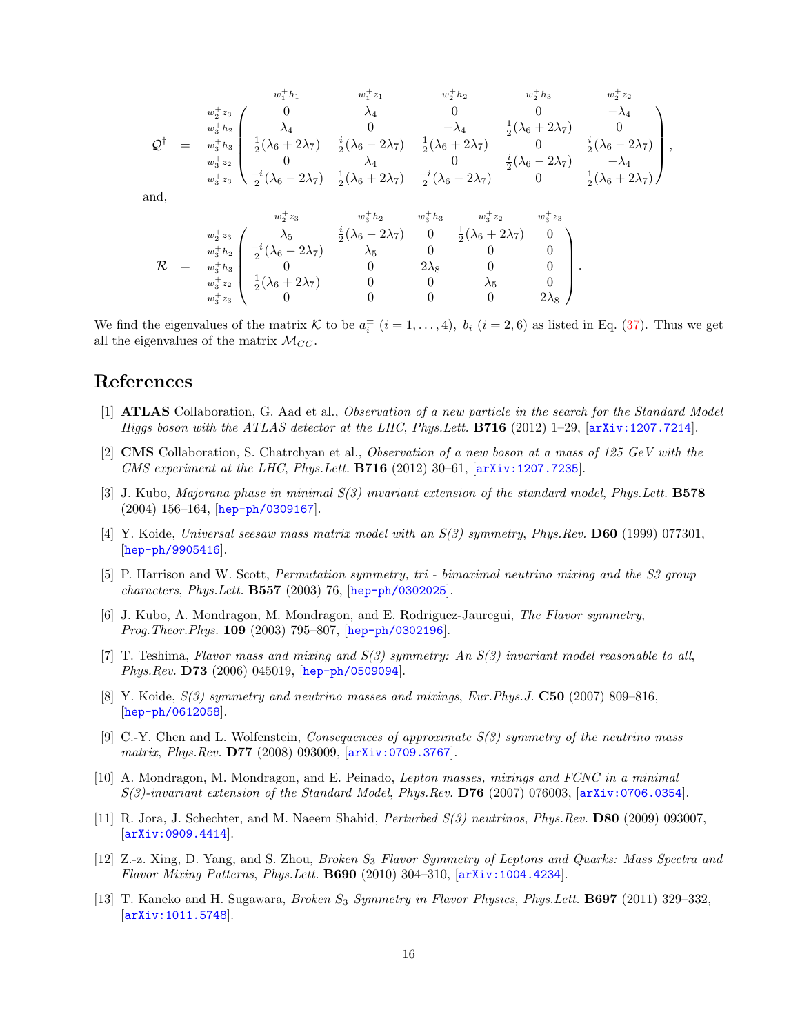$$
\mathcal{Q}^\dagger \;=\; \begin{array}{c} \scriptstyle w_2^+z_3 \\ \scriptstyle w_3^+h_2 \\ \scriptstyle w_3^+h_3 \\ \scriptstyle w_3^+z_2 \\ \scriptstyle w_3^+z_3 \end{array}
\overset{\begin{array}{ccccc} \scriptstyle w_1^+h_1 & \scriptstyle w_1^+z_1 & \scriptstyle w_2^+h_2 & \scriptstyle w_2^+h_3 & \scriptstyle w_2^+z_2 \end{array}}{
\begin{pmatrix}
0 & \lambda_4 & 0 & 0 & -\lambda_4 \\
\lambda_4 & 0 & -\lambda_4 & \frac{1}{2}(\lambda_6+2\lambda_7) & 0 \\
\frac{1}{2}(\lambda_6+2\lambda_7) & \frac{i}{2}(\lambda_6-2\lambda_7) & \frac{1}{2}(\lambda_6+2\lambda_7) & 0 & \frac{i}{2}(\lambda_6-2\lambda_7) \\
0 & \lambda_4 & 0 & \frac{i}{2}(\lambda_6-2\lambda_7) & -\lambda_4 \\
\frac{-i}{2}(\lambda_6-2\lambda_7) & \frac{1}{2}(\lambda_6+2\lambda_7) & \frac{-i}{2}(\lambda_6-2\lambda_7) & 0 & \frac{1}{2}(\lambda_6+2\lambda_7)
\end{pmatrix}} ,
$$

and,

$$
\mathcal{R} \;=\; \begin{array}{c} \scriptstyle w_2^+z_3 \\ \scriptstyle w_3^+h_2 \\ \scriptstyle w_3^+h_3 \\ \scriptstyle w_3^+z_2 \\ \scriptstyle w_3^+z_3 \end{array}
\overset{\begin{array}{ccccc} \scriptstyle w_2^+z_3 & \scriptstyle w_3^+h_2 & \scriptstyle w_3^+h_3 & \scriptstyle w_3^+z_2 & \scriptstyle w_3^+z_3 \end{array}}{
\begin{pmatrix}
\lambda_5 & \frac{i}{2}(\lambda_6-2\lambda_7) & 0 & \frac{1}{2}(\lambda_6+2\lambda_7) & 0 \\
\frac{-i}{2}(\lambda_6-2\lambda_7) & \lambda_5 & 0 & 0 & 0 \\
0 & 0 & 2\lambda_8 & 0 & 0 \\
\frac{1}{2}(\lambda_6+2\lambda_7) & 0 & 0 & \lambda_5 & 0 \\
0 & 0 & 0 & 0 & 2\lambda_8
\end{pmatrix}} .
$$

We find the eigenvalues of the matrix $\mathcal{K}$ to be $a_i^\pm$ $(i = 1, \ldots, 4)$, $b_i$ $(i = 2, 6)$ as listed in Eq. (37). Thus we get all the eigenvalues of the matrix $\mathcal{M}_{CC}$.

# References

[1] **ATLAS** Collaboration, G. Aad et al., *Observation of a new particle in the search for the Standard Model Higgs boson with the ATLAS detector at the LHC*, *Phys.Lett.* **B716** (2012) 1–29, [arXiv:1207.7214].

[2] **CMS** Collaboration, S. Chatrchyan et al., *Observation of a new boson at a mass of 125 GeV with the CMS experiment at the LHC*, *Phys.Lett.* **B716** (2012) 30–61, [arXiv:1207.7235].

[3] J. Kubo, *Majorana phase in minimal S(3) invariant extension of the standard model*, *Phys.Lett.* **B578** (2004) 156–164, [hep-ph/0309167].

[4] Y. Koide, *Universal seesaw mass matrix model with an S(3) symmetry*, *Phys.Rev.* **D60** (1999) 077301, [hep-ph/9905416].

[5] P. Harrison and W. Scott, *Permutation symmetry, tri - bimaximal neutrino mixing and the S3 group characters*, *Phys.Lett.* **B557** (2003) 76, [hep-ph/0302025].

[6] J. Kubo, A. Mondragon, M. Mondragon, and E. Rodriguez-Jauregui, *The Flavor symmetry*, *Prog.Theor.Phys.* **109** (2003) 795–807, [hep-ph/0302196].

[7] T. Teshima, *Flavor mass and mixing and S(3) symmetry: An S(3) invariant model reasonable to all*, *Phys.Rev.* **D73** (2006) 045019, [hep-ph/0509094].

[8] Y. Koide, *S(3) symmetry and neutrino masses and mixings*, *Eur.Phys.J.* **C50** (2007) 809–816, [hep-ph/0612058].

[9] C.-Y. Chen and L. Wolfenstein, *Consequences of approximate S(3) symmetry of the neutrino mass matrix*, *Phys.Rev.* **D77** (2008) 093009, [arXiv:0709.3767].

[10] A. Mondragon, M. Mondragon, and E. Peinado, *Lepton masses, mixings and FCNC in a minimal S(3)-invariant extension of the Standard Model*, *Phys.Rev.* **D76** (2007) 076003, [arXiv:0706.0354].

[11] R. Jora, J. Schechter, and M. Naeem Shahid, *Perturbed S(3) neutrinos*, *Phys.Rev.* **D80** (2009) 093007, [arXiv:0909.4414].

[12] Z.-z. Xing, D. Yang, and S. Zhou, *Broken $S_3$ Flavor Symmetry of Leptons and Quarks: Mass Spectra and Flavor Mixing Patterns*, *Phys.Lett.* **B690** (2010) 304–310, [arXiv:1004.4234].

[13] T. Kaneko and H. Sugawara, *Broken $S_3$ Symmetry in Flavor Physics*, *Phys.Lett.* **B697** (2011) 329–332, [arXiv:1011.5748].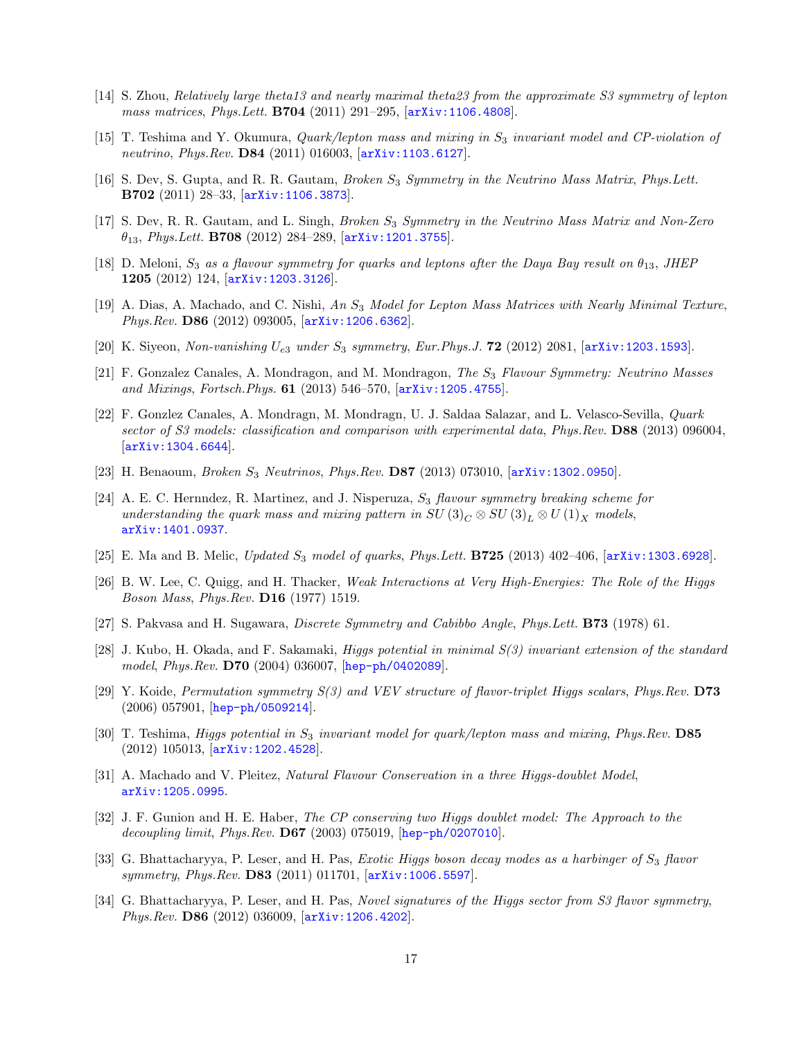[14] S. Zhou, *Relatively large theta13 and nearly maximal theta23 from the approximate S3 symmetry of lepton mass matrices*, *Phys.Lett.* **B704** (2011) 291–295, [arXiv:1106.4808].

[15] T. Teshima and Y. Okumura, *Quark/lepton mass and mixing in $S_3$ invariant model and CP-violation of neutrino*, *Phys.Rev.* **D84** (2011) 016003, [arXiv:1103.6127].

[16] S. Dev, S. Gupta, and R. R. Gautam, *Broken $S_3$ Symmetry in the Neutrino Mass Matrix*, *Phys.Lett.* **B702** (2011) 28–33, [arXiv:1106.3873].

[17] S. Dev, R. R. Gautam, and L. Singh, *Broken $S_3$ Symmetry in the Neutrino Mass Matrix and Non-Zero $\theta_{13}$*, *Phys.Lett.* **B708** (2012) 284–289, [arXiv:1201.3755].

[18] D. Meloni, *$S_3$ as a flavour symmetry for quarks and leptons after the Daya Bay result on $\theta_{13}$*, *JHEP* **1205** (2012) 124, [arXiv:1203.3126].

[19] A. Dias, A. Machado, and C. Nishi, *An $S_3$ Model for Lepton Mass Matrices with Nearly Minimal Texture*, *Phys.Rev.* **D86** (2012) 093005, [arXiv:1206.6362].

[20] K. Siyeon, *Non-vanishing $U_{e3}$ under $S_3$ symmetry*, *Eur.Phys.J.* **72** (2012) 2081, [arXiv:1203.1593].

[21] F. Gonzalez Canales, A. Mondragon, and M. Mondragon, *The $S_3$ Flavour Symmetry: Neutrino Masses and Mixings*, *Fortsch.Phys.* **61** (2013) 546–570, [arXiv:1205.4755].

[22] F. Gonzlez Canales, A. Mondragn, M. Mondragn, U. J. Saldaa Salazar, and L. Velasco-Sevilla, *Quark sector of S3 models: classification and comparison with experimental data*, *Phys.Rev.* **D88** (2013) 096004, [arXiv:1304.6644].

[23] H. Benaoum, *Broken $S_3$ Neutrinos*, *Phys.Rev.* **D87** (2013) 073010, [arXiv:1302.0950].

[24] A. E. C. Hernndez, R. Martinez, and J. Nisperuza, *$S_3$ flavour symmetry breaking scheme for understanding the quark mass and mixing pattern in $SU(3)_C \otimes SU(3)_L \otimes U(1)_X$ models*, arXiv:1401.0937.

[25] E. Ma and B. Melic, *Updated $S_3$ model of quarks*, *Phys.Lett.* **B725** (2013) 402–406, [arXiv:1303.6928].

[26] B. W. Lee, C. Quigg, and H. Thacker, *Weak Interactions at Very High-Energies: The Role of the Higgs Boson Mass*, *Phys.Rev.* **D16** (1977) 1519.

[27] S. Pakvasa and H. Sugawara, *Discrete Symmetry and Cabibbo Angle*, *Phys.Lett.* **B73** (1978) 61.

[28] J. Kubo, H. Okada, and F. Sakamaki, *Higgs potential in minimal S(3) invariant extension of the standard model*, *Phys.Rev.* **D70** (2004) 036007, [hep-ph/0402089].

[29] Y. Koide, *Permutation symmetry S(3) and VEV structure of flavor-triplet Higgs scalars*, *Phys.Rev.* **D73** (2006) 057901, [hep-ph/0509214].

[30] T. Teshima, *Higgs potential in $S_3$ invariant model for quark/lepton mass and mixing*, *Phys.Rev.* **D85** (2012) 105013, [arXiv:1202.4528].

[31] A. Machado and V. Pleitez, *Natural Flavour Conservation in a three Higgs-doublet Model*, arXiv:1205.0995.

[32] J. F. Gunion and H. E. Haber, *The CP conserving two Higgs doublet model: The Approach to the decoupling limit*, *Phys.Rev.* **D67** (2003) 075019, [hep-ph/0207010].

[33] G. Bhattacharyya, P. Leser, and H. Pas, *Exotic Higgs boson decay modes as a harbinger of $S_3$ flavor symmetry*, *Phys.Rev.* **D83** (2011) 011701, [arXiv:1006.5597].

[34] G. Bhattacharyya, P. Leser, and H. Pas, *Novel signatures of the Higgs sector from S3 flavor symmetry*, *Phys.Rev.* **D86** (2012) 036009, [arXiv:1206.4202].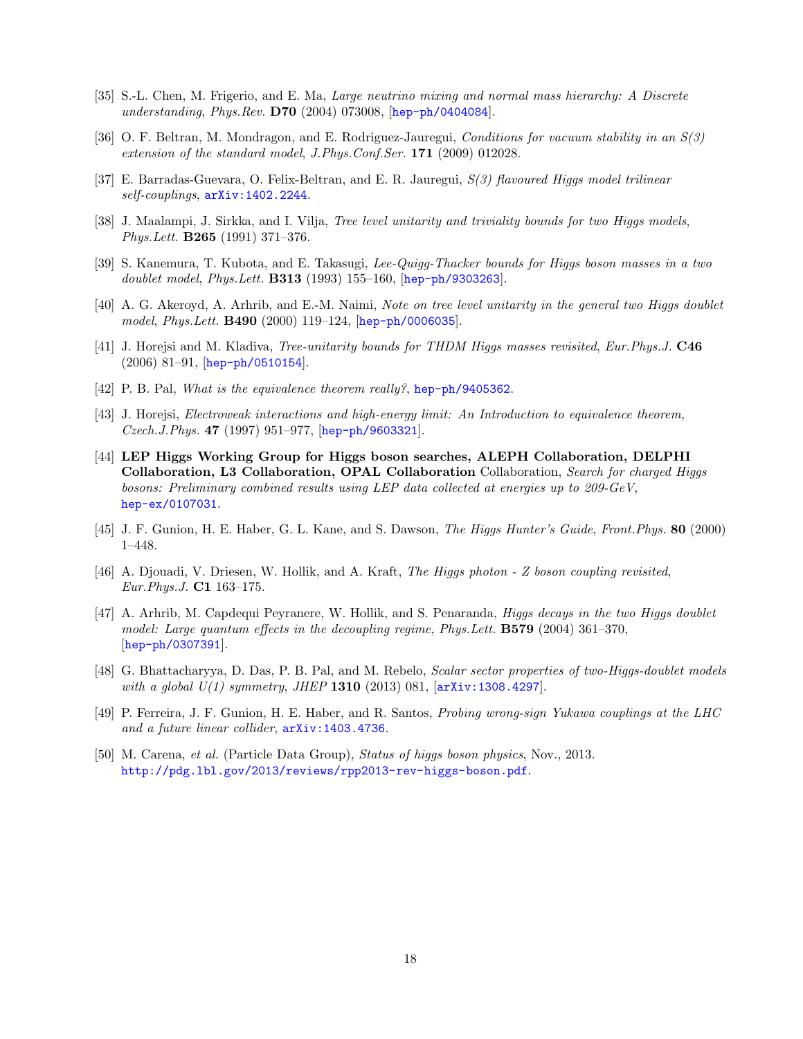[35] S.-L. Chen, M. Frigerio, and E. Ma, *Large neutrino mixing and normal mass hierarchy: A Discrete understanding*, *Phys.Rev.* **D70** (2004) 073008, [hep-ph/0404084].

[36] O. F. Beltran, M. Mondragon, and E. Rodriguez-Jauregui, *Conditions for vacuum stability in an S(3) extension of the standard model*, *J.Phys.Conf.Ser.* **171** (2009) 012028.

[37] E. Barradas-Guevara, O. Felix-Beltran, and E. R. Jauregui, *S(3) flavoured Higgs model trilinear self-couplings*, arXiv:1402.2244.

[38] J. Maalampi, J. Sirkka, and I. Vilja, *Tree level unitarity and triviality bounds for two Higgs models*, *Phys.Lett.* **B265** (1991) 371–376.

[39] S. Kanemura, T. Kubota, and E. Takasugi, *Lee-Quigg-Thacker bounds for Higgs boson masses in a two doublet model*, *Phys.Lett.* **B313** (1993) 155–160, [hep-ph/9303263].

[40] A. G. Akeroyd, A. Arhrib, and E.-M. Naimi, *Note on tree level unitarity in the general two Higgs doublet model*, *Phys.Lett.* **B490** (2000) 119–124, [hep-ph/0006035].

[41] J. Horejsi and M. Kladiva, *Tree-unitarity bounds for THDM Higgs masses revisited*, *Eur.Phys.J.* **C46** (2006) 81–91, [hep-ph/0510154].

[42] P. B. Pal, *What is the equivalence theorem really?*, hep-ph/9405362.

[43] J. Horejsi, *Electroweak interactions and high-energy limit: An Introduction to equivalence theorem*, *Czech.J.Phys.* **47** (1997) 951–977, [hep-ph/9603321].

[44] **LEP Higgs Working Group for Higgs boson searches, ALEPH Collaboration, DELPHI Collaboration, L3 Collaboration, OPAL Collaboration** Collaboration, *Search for charged Higgs bosons: Preliminary combined results using LEP data collected at energies up to 209-GeV*, hep-ex/0107031.

[45] J. F. Gunion, H. E. Haber, G. L. Kane, and S. Dawson, *The Higgs Hunter's Guide*, *Front.Phys.* **80** (2000) 1–448.

[46] A. Djouadi, V. Driesen, W. Hollik, and A. Kraft, *The Higgs photon - Z boson coupling revisited*, *Eur.Phys.J.* **C1** 163–175.

[47] A. Arhrib, M. Capdequi Peyranere, W. Hollik, and S. Penaranda, *Higgs decays in the two Higgs doublet model: Large quantum effects in the decoupling regime*, *Phys.Lett.* **B579** (2004) 361–370, [hep-ph/0307391].

[48] G. Bhattacharyya, D. Das, P. B. Pal, and M. Rebelo, *Scalar sector properties of two-Higgs-doublet models with a global U(1) symmetry*, *JHEP* **1310** (2013) 081, [arXiv:1308.4297].

[49] P. Ferreira, J. F. Gunion, H. E. Haber, and R. Santos, *Probing wrong-sign Yukawa couplings at the LHC and a future linear collider*, arXiv:1403.4736.

[50] M. Carena, *et al.* (Particle Data Group), *Status of higgs boson physics*, Nov., 2013. http://pdg.lbl.gov/2013/reviews/rpp2013-rev-higgs-boson.pdf.